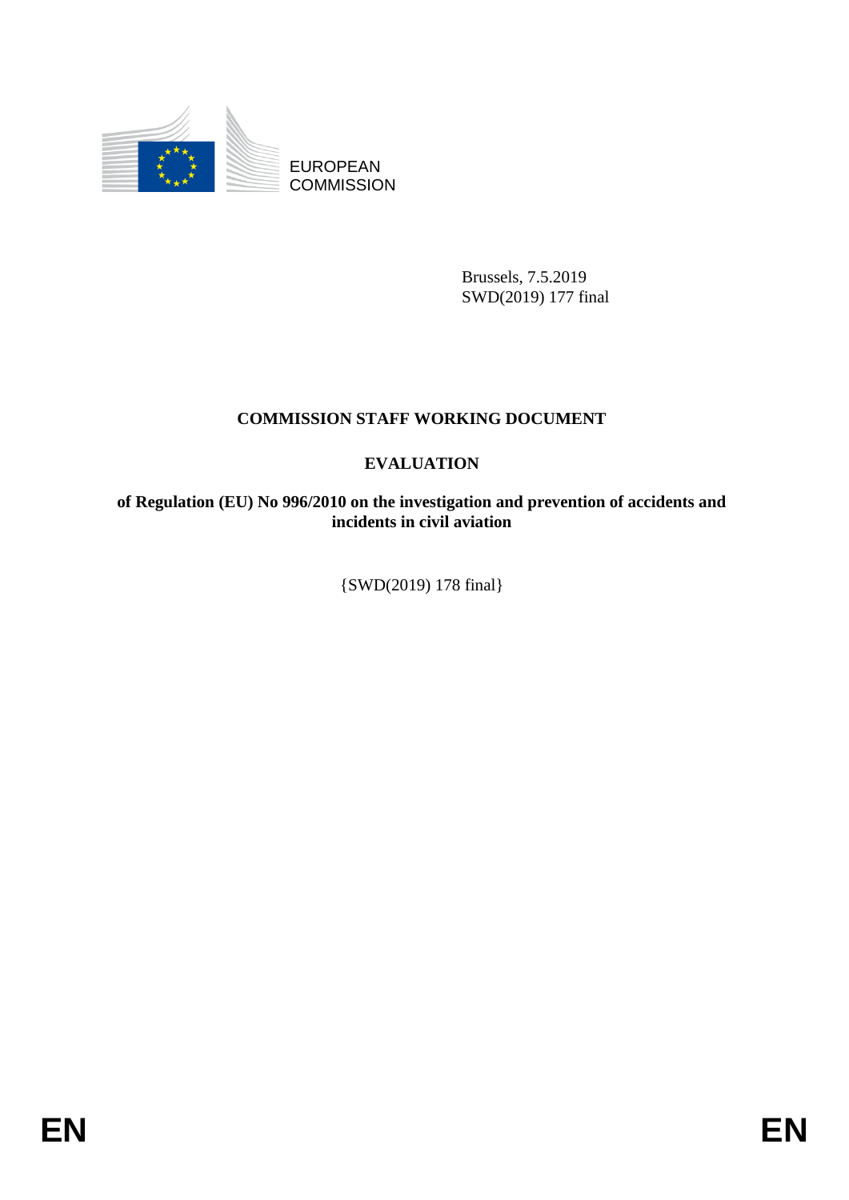EUROPEAN
COMMISSION

Brussels, 7.5.2019
SWD(2019) 177 final

# COMMISSION STAFF WORKING DOCUMENT

## EVALUATION

### of Regulation (EU) No 996/2010 on the investigation and prevention of accidents and incidents in civil aviation

{SWD(2019) 178 final}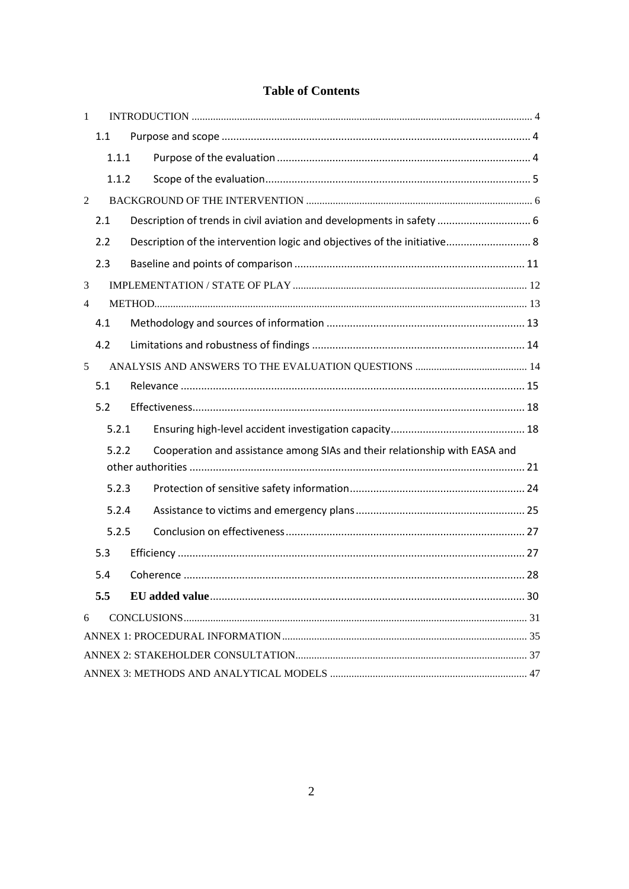# Table of Contents

1 INTRODUCTION ..... 4
- 1.1 Purpose and scope ..... 4
  - 1.1.1 Purpose of the evaluation ..... 4
  - 1.1.2 Scope of the evaluation ..... 5

2 BACKGROUND OF THE INTERVENTION ..... 6
- 2.1 Description of trends in civil aviation and developments in safety ..... 6
- 2.2 Description of the intervention logic and objectives of the initiative ..... 8
- 2.3 Baseline and points of comparison ..... 11

3 IMPLEMENTATION / STATE OF PLAY ..... 12

4 METHOD ..... 13
- 4.1 Methodology and sources of information ..... 13
- 4.2 Limitations and robustness of findings ..... 14

5 ANALYSIS AND ANSWERS TO THE EVALUATION QUESTIONS ..... 14
- 5.1 Relevance ..... 15
- 5.2 Effectiveness ..... 18
  - 5.2.1 Ensuring high-level accident investigation capacity ..... 18
  - 5.2.2 Cooperation and assistance among SIAs and their relationship with EASA and other authorities ..... 21
  - 5.2.3 Protection of sensitive safety information ..... 24
  - 5.2.4 Assistance to victims and emergency plans ..... 25
  - 5.2.5 Conclusion on effectiveness ..... 27
- 5.3 Efficiency ..... 27
- 5.4 Coherence ..... 28
- **5.5 EU added value** ..... 30

6 CONCLUSIONS ..... 31

ANNEX 1: PROCEDURAL INFORMATION ..... 35

ANNEX 2: STAKEHOLDER CONSULTATION ..... 37

ANNEX 3: METHODS AND ANALYTICAL MODELS ..... 47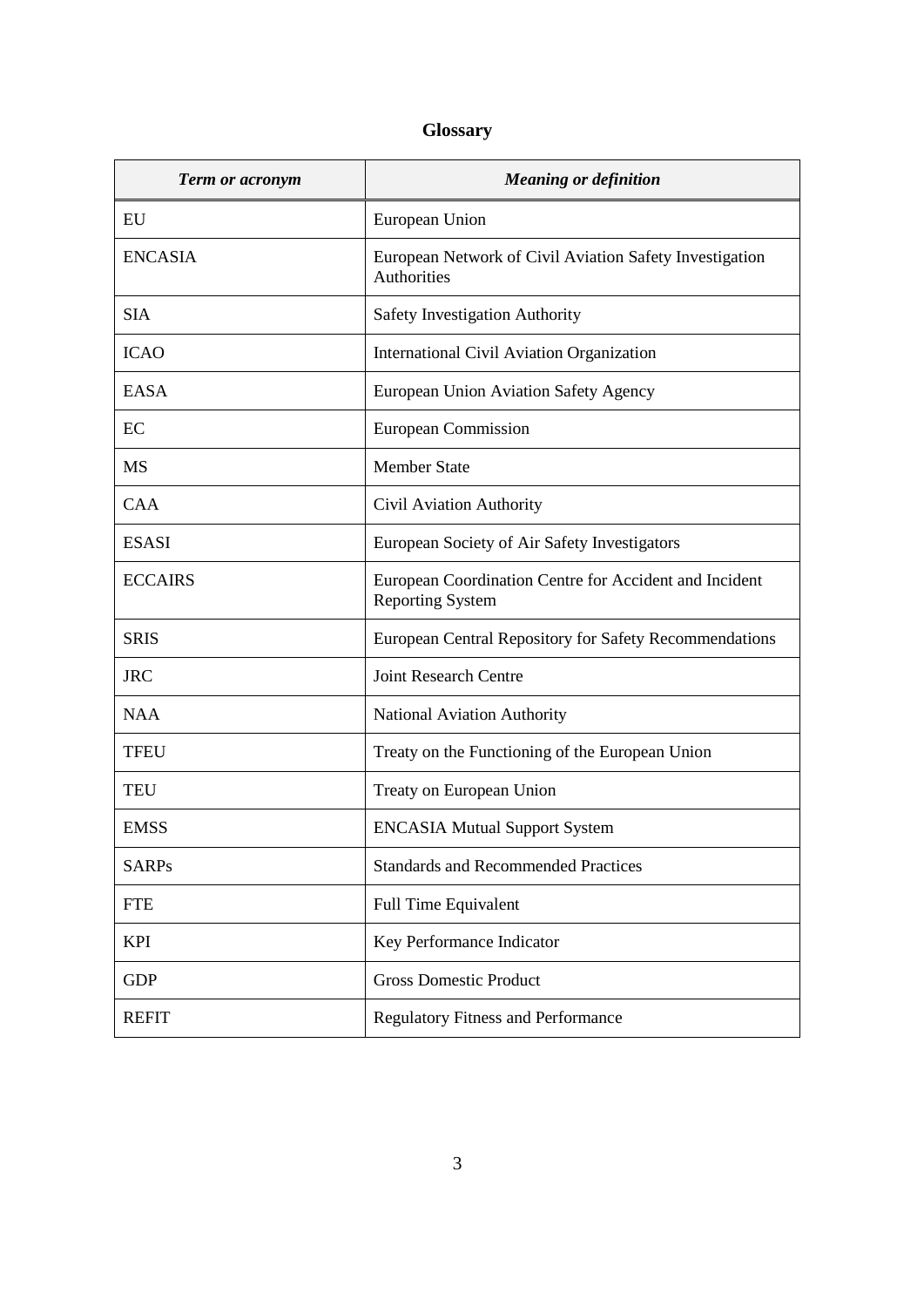# Glossary

| *Term or acronym* | *Meaning or definition* |
| --- | --- |
| EU | European Union |
| ENCASIA | European Network of Civil Aviation Safety Investigation Authorities |
| SIA | Safety Investigation Authority |
| ICAO | International Civil Aviation Organization |
| EASA | European Union Aviation Safety Agency |
| EC | European Commission |
| MS | Member State |
| CAA | Civil Aviation Authority |
| ESASI | European Society of Air Safety Investigators |
| ECCAIRS | European Coordination Centre for Accident and Incident Reporting System |
| SRIS | European Central Repository for Safety Recommendations |
| JRC | Joint Research Centre |
| NAA | National Aviation Authority |
| TFEU | Treaty on the Functioning of the European Union |
| TEU | Treaty on European Union |
| EMSS | ENCASIA Mutual Support System |
| SARPs | Standards and Recommended Practices |
| FTE | Full Time Equivalent |
| KPI | Key Performance Indicator |
| GDP | Gross Domestic Product |
| REFIT | Regulatory Fitness and Performance |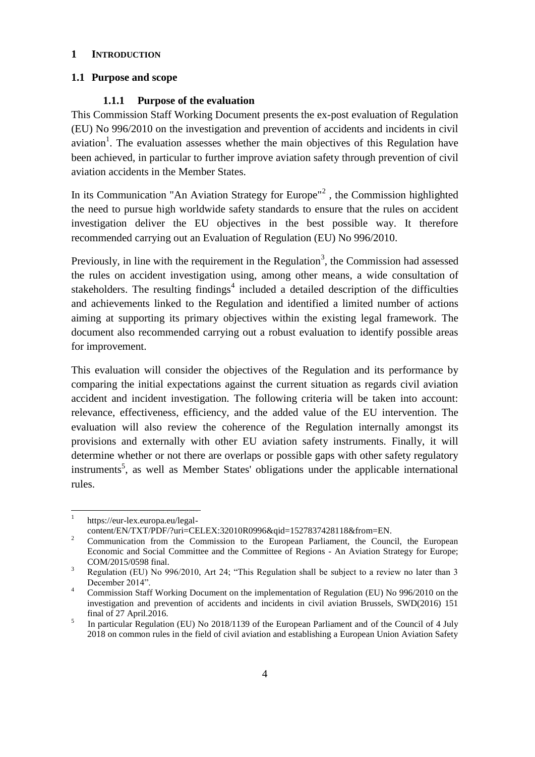# 1 INTRODUCTION

## 1.1 Purpose and scope

### 1.1.1 Purpose of the evaluation

This Commission Staff Working Document presents the ex-post evaluation of Regulation (EU) No 996/2010 on the investigation and prevention of accidents and incidents in civil aviation[1]. The evaluation assesses whether the main objectives of this Regulation have been achieved, in particular to further improve aviation safety through prevention of civil aviation accidents in the Member States.

In its Communication "An Aviation Strategy for Europe"[2] , the Commission highlighted the need to pursue high worldwide safety standards to ensure that the rules on accident investigation deliver the EU objectives in the best possible way. It therefore recommended carrying out an Evaluation of Regulation (EU) No 996/2010.

Previously, in line with the requirement in the Regulation[3], the Commission had assessed the rules on accident investigation using, among other means, a wide consultation of stakeholders. The resulting findings[4] included a detailed description of the difficulties and achievements linked to the Regulation and identified a limited number of actions aiming at supporting its primary objectives within the existing legal framework. The document also recommended carrying out a robust evaluation to identify possible areas for improvement.

This evaluation will consider the objectives of the Regulation and its performance by comparing the initial expectations against the current situation as regards civil aviation accident and incident investigation. The following criteria will be taken into account: relevance, effectiveness, efficiency, and the added value of the EU intervention. The evaluation will also review the coherence of the Regulation internally amongst its provisions and externally with other EU aviation safety instruments. Finally, it will determine whether or not there are overlaps or possible gaps with other safety regulatory instruments[5], as well as Member States' obligations under the applicable international rules.

---

[1] https://eur-lex.europa.eu/legal-content/EN/TXT/PDF/?uri=CELEX:32010R0996&qid=1527837428118&from=EN.

[2] Communication from the Commission to the European Parliament, the Council, the European Economic and Social Committee and the Committee of Regions - An Aviation Strategy for Europe; COM/2015/0598 final.

[3] Regulation (EU) No 996/2010, Art 24; "This Regulation shall be subject to a review no later than 3 December 2014".

[4] Commission Staff Working Document on the implementation of Regulation (EU) No 996/2010 on the investigation and prevention of accidents and incidents in civil aviation Brussels, SWD(2016) 151 final of 27 April.2016.

[5] In particular Regulation (EU) No 2018/1139 of the European Parliament and of the Council of 4 July 2018 on common rules in the field of civil aviation and establishing a European Union Aviation Safety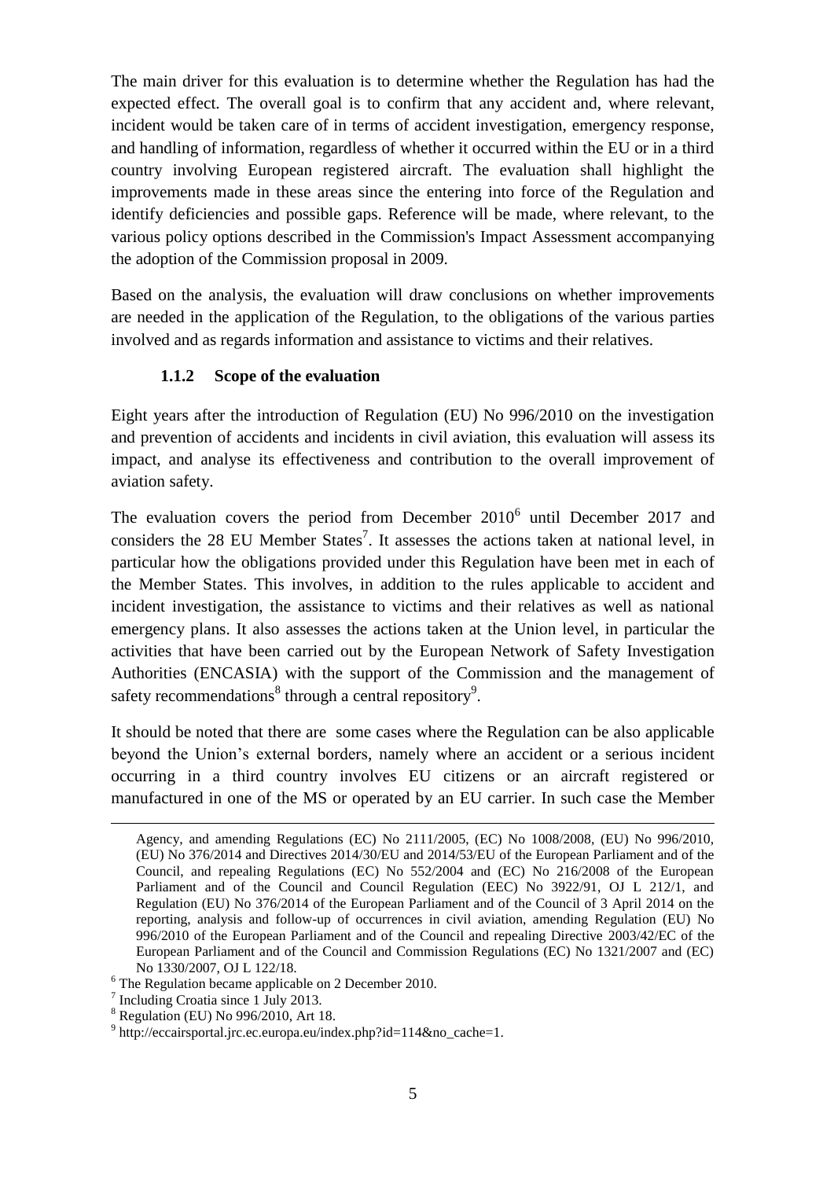The main driver for this evaluation is to determine whether the Regulation has had the expected effect. The overall goal is to confirm that any accident and, where relevant, incident would be taken care of in terms of accident investigation, emergency response, and handling of information, regardless of whether it occurred within the EU or in a third country involving European registered aircraft. The evaluation shall highlight the improvements made in these areas since the entering into force of the Regulation and identify deficiencies and possible gaps. Reference will be made, where relevant, to the various policy options described in the Commission's Impact Assessment accompanying the adoption of the Commission proposal in 2009.

Based on the analysis, the evaluation will draw conclusions on whether improvements are needed in the application of the Regulation, to the obligations of the various parties involved and as regards information and assistance to victims and their relatives.

### 1.1.2 Scope of the evaluation

Eight years after the introduction of Regulation (EU) No 996/2010 on the investigation and prevention of accidents and incidents in civil aviation, this evaluation will assess its impact, and analyse its effectiveness and contribution to the overall improvement of aviation safety.

The evaluation covers the period from December 2010[6] until December 2017 and considers the 28 EU Member States[7]. It assesses the actions taken at national level, in particular how the obligations provided under this Regulation have been met in each of the Member States. This involves, in addition to the rules applicable to accident and incident investigation, the assistance to victims and their relatives as well as national emergency plans. It also assesses the actions taken at the Union level, in particular the activities that have been carried out by the European Network of Safety Investigation Authorities (ENCASIA) with the support of the Commission and the management of safety recommendations[8] through a central repository[9].

It should be noted that there are some cases where the Regulation can be also applicable beyond the Union's external borders, namely where an accident or a serious incident occurring in a third country involves EU citizens or an aircraft registered or manufactured in one of the MS or operated by an EU carrier. In such case the Member

Agency, and amending Regulations (EC) No 2111/2005, (EC) No 1008/2008, (EU) No 996/2010, (EU) No 376/2014 and Directives 2014/30/EU and 2014/53/EU of the European Parliament and of the Council, and repealing Regulations (EC) No 552/2004 and (EC) No 216/2008 of the European Parliament and of the Council and Council Regulation (EEC) No 3922/91, OJ L 212/1, and Regulation (EU) No 376/2014 of the European Parliament and of the Council of 3 April 2014 on the reporting, analysis and follow-up of occurrences in civil aviation, amending Regulation (EU) No 996/2010 of the European Parliament and of the Council and repealing Directive 2003/42/EC of the European Parliament and of the Council and Commission Regulations (EC) No 1321/2007 and (EC) No 1330/2007, OJ L 122/18.

[6] The Regulation became applicable on 2 December 2010.

[7] Including Croatia since 1 July 2013.

[8] Regulation (EU) No 996/2010, Art 18.

[9] http://eccairsportal.jrc.ec.europa.eu/index.php?id=114&no_cache=1.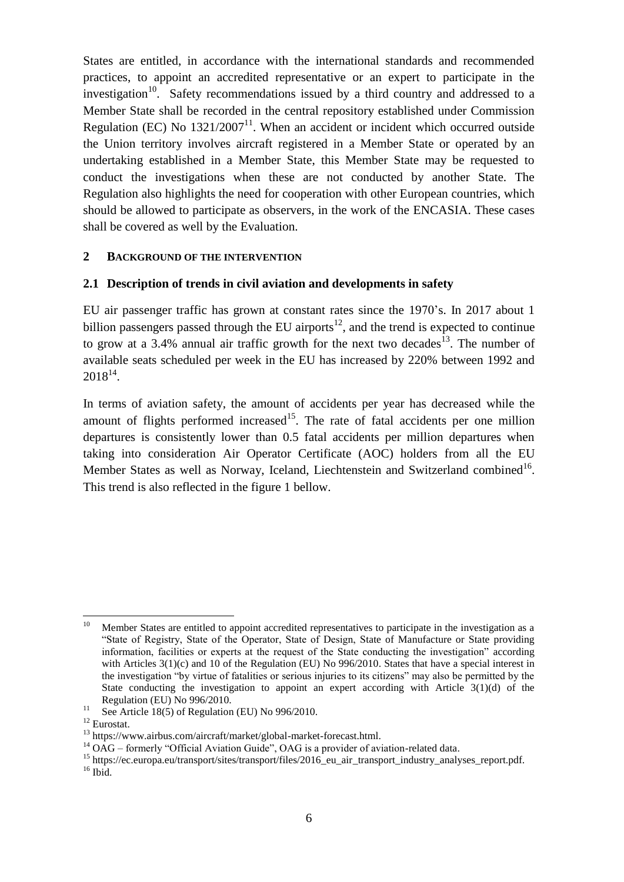States are entitled, in accordance with the international standards and recommended practices, to appoint an accredited representative or an expert to participate in the investigation[10]. Safety recommendations issued by a third country and addressed to a Member State shall be recorded in the central repository established under Commission Regulation (EC) No 1321/2007[11]. When an accident or incident which occurred outside the Union territory involves aircraft registered in a Member State or operated by an undertaking established in a Member State, this Member State may be requested to conduct the investigations when these are not conducted by another State. The Regulation also highlights the need for cooperation with other European countries, which should be allowed to participate as observers, in the work of the ENCASIA. These cases shall be covered as well by the Evaluation.

## 2 BACKGROUND OF THE INTERVENTION

### 2.1 Description of trends in civil aviation and developments in safety

EU air passenger traffic has grown at constant rates since the 1970's. In 2017 about 1 billion passengers passed through the EU airports[12], and the trend is expected to continue to grow at a 3.4% annual air traffic growth for the next two decades[13]. The number of available seats scheduled per week in the EU has increased by 220% between 1992 and 2018[14].

In terms of aviation safety, the amount of accidents per year has decreased while the amount of flights performed increased[15]. The rate of fatal accidents per one million departures is consistently lower than 0.5 fatal accidents per million departures when taking into consideration Air Operator Certificate (AOC) holders from all the EU Member States as well as Norway, Iceland, Liechtenstein and Switzerland combined[16]. This trend is also reflected in the figure 1 bellow.

---

[10] Member States are entitled to appoint accredited representatives to participate in the investigation as a "State of Registry, State of the Operator, State of Design, State of Manufacture or State providing information, facilities or experts at the request of the State conducting the investigation" according with Articles 3(1)(c) and 10 of the Regulation (EU) No 996/2010. States that have a special interest in the investigation "by virtue of fatalities or serious injuries to its citizens" may also be permitted by the State conducting the investigation to appoint an expert according with Article 3(1)(d) of the Regulation (EU) No 996/2010.

[11] See Article 18(5) of Regulation (EU) No 996/2010.

[12] Eurostat.

[13] https://www.airbus.com/aircraft/market/global-market-forecast.html.

[14] OAG – formerly "Official Aviation Guide", OAG is a provider of aviation-related data.

[15] https://ec.europa.eu/transport/sites/transport/files/2016_eu_air_transport_industry_analyses_report.pdf.

[16] Ibid.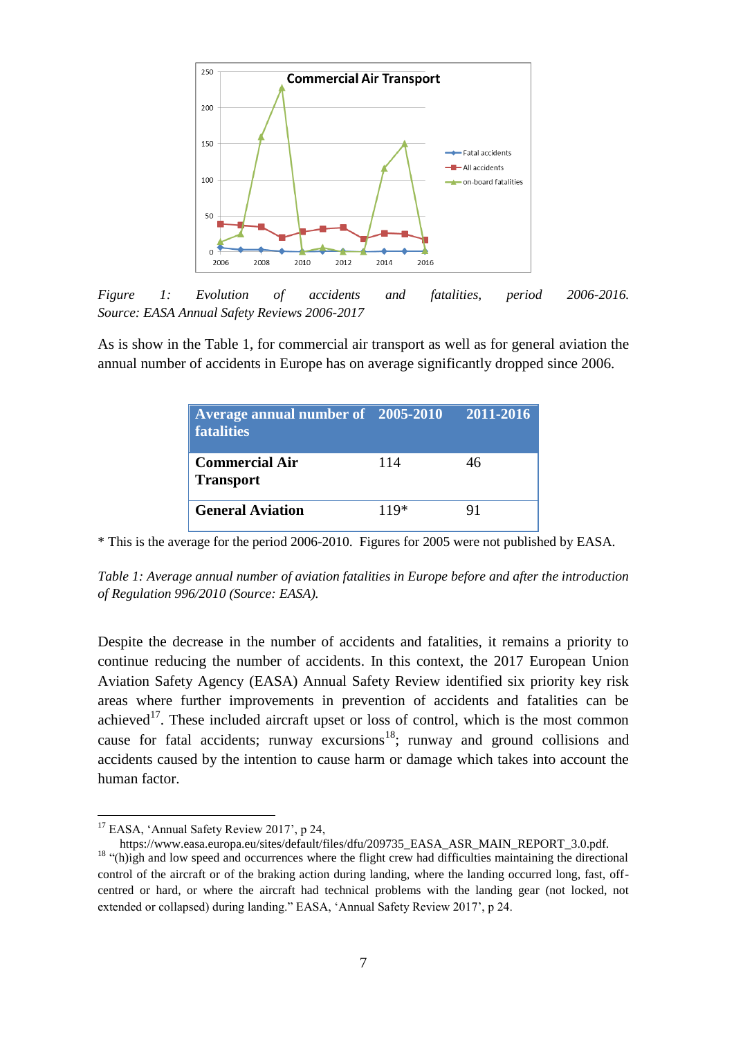*Figure 1: Evolution of accidents and fatalities, period 2006-2016. Source: EASA Annual Safety Reviews 2006-2017*

As is show in the Table 1, for commercial air transport as well as for general aviation the annual number of accidents in Europe has on average significantly dropped since 2006.

| Average annual number of fatalities | 2005-2010 | 2011-2016 |
|---|---|---|
| **Commercial Air Transport** | 114 | 46 |
| **General Aviation** | 119* | 91 |

* This is the average for the period 2006-2010. Figures for 2005 were not published by EASA.

*Table 1: Average annual number of aviation fatalities in Europe before and after the introduction of Regulation 996/2010 (Source: EASA).*

Despite the decrease in the number of accidents and fatalities, it remains a priority to continue reducing the number of accidents. In this context, the 2017 European Union Aviation Safety Agency (EASA) Annual Safety Review identified six priority key risk areas where further improvements in prevention of accidents and fatalities can be achieved[17]. These included aircraft upset or loss of control, which is the most common cause for fatal accidents; runway excursions[18]; runway and ground collisions and accidents caused by the intention to cause harm or damage which takes into account the human factor.

[17] EASA, 'Annual Safety Review 2017', p 24, https://www.easa.europa.eu/sites/default/files/dfu/209735_EASA_ASR_MAIN_REPORT_3.0.pdf.

[18] "(h)igh and low speed and occurrences where the flight crew had difficulties maintaining the directional control of the aircraft or of the braking action during landing, where the landing occurred long, fast, off-centred or hard, or where the aircraft had technical problems with the landing gear (not locked, not extended or collapsed) during landing." EASA, 'Annual Safety Review 2017', p 24.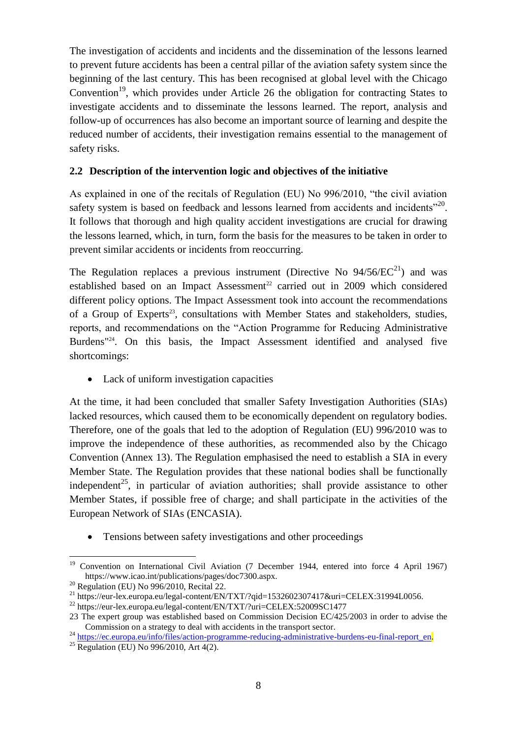The investigation of accidents and incidents and the dissemination of the lessons learned to prevent future accidents has been a central pillar of the aviation safety system since the beginning of the last century. This has been recognised at global level with the Chicago Convention[19], which provides under Article 26 the obligation for contracting States to investigate accidents and to disseminate the lessons learned. The report, analysis and follow-up of occurrences has also become an important source of learning and despite the reduced number of accidents, their investigation remains essential to the management of safety risks.

## 2.2 Description of the intervention logic and objectives of the initiative

As explained in one of the recitals of Regulation (EU) No 996/2010, "the civil aviation safety system is based on feedback and lessons learned from accidents and incidents"[20]. It follows that thorough and high quality accident investigations are crucial for drawing the lessons learned, which, in turn, form the basis for the measures to be taken in order to prevent similar accidents or incidents from reoccurring.

The Regulation replaces a previous instrument (Directive No 94/56/EC[21]) and was established based on an Impact Assessment[22] carried out in 2009 which considered different policy options. The Impact Assessment took into account the recommendations of a Group of Experts[23], consultations with Member States and stakeholders, studies, reports, and recommendations on the "Action Programme for Reducing Administrative Burdens"[24]. On this basis, the Impact Assessment identified and analysed five shortcomings:

- Lack of uniform investigation capacities

At the time, it had been concluded that smaller Safety Investigation Authorities (SIAs) lacked resources, which caused them to be economically dependent on regulatory bodies. Therefore, one of the goals that led to the adoption of Regulation (EU) 996/2010 was to improve the independence of these authorities, as recommended also by the Chicago Convention (Annex 13). The Regulation emphasised the need to establish a SIA in every Member State. The Regulation provides that these national bodies shall be functionally independent[25], in particular of aviation authorities; shall provide assistance to other Member States, if possible free of charge; and shall participate in the activities of the European Network of SIAs (ENCASIA).

- Tensions between safety investigations and other proceedings

---

[19] Convention on International Civil Aviation (7 December 1944, entered into force 4 April 1967) https://www.icao.int/publications/pages/doc7300.aspx.

[20] Regulation (EU) No 996/2010, Recital 22.

[21] https://eur-lex.europa.eu/legal-content/EN/TXT/?qid=1532602307417&uri=CELEX:31994L0056.

[22] https://eur-lex.europa.eu/legal-content/EN/TXT/?uri=CELEX:52009SC1477

[23] The expert group was established based on Commission Decision EC/425/2003 in order to advise the Commission on a strategy to deal with accidents in the transport sector.

[24] https://ec.europa.eu/info/files/action-programme-reducing-administrative-burdens-eu-final-report_en.

[25] Regulation (EU) No 996/2010, Art 4(2).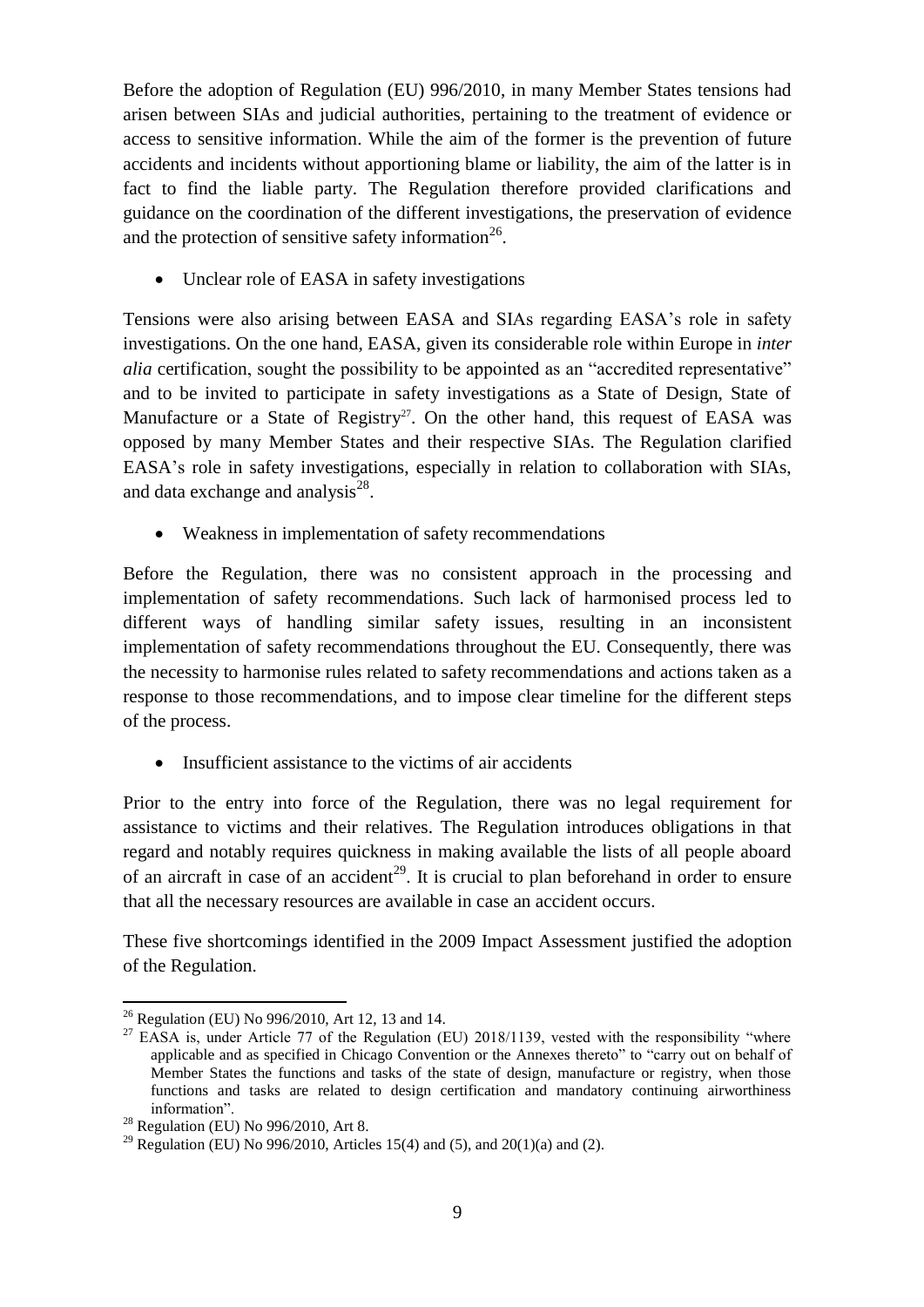Before the adoption of Regulation (EU) 996/2010, in many Member States tensions had arisen between SIAs and judicial authorities, pertaining to the treatment of evidence or access to sensitive information. While the aim of the former is the prevention of future accidents and incidents without apportioning blame or liability, the aim of the latter is in fact to find the liable party. The Regulation therefore provided clarifications and guidance on the coordination of the different investigations, the preservation of evidence and the protection of sensitive safety information[26].

- Unclear role of EASA in safety investigations

Tensions were also arising between EASA and SIAs regarding EASA's role in safety investigations. On the one hand, EASA, given its considerable role within Europe in *inter alia* certification, sought the possibility to be appointed as an "accredited representative" and to be invited to participate in safety investigations as a State of Design, State of Manufacture or a State of Registry[27]. On the other hand, this request of EASA was opposed by many Member States and their respective SIAs. The Regulation clarified EASA's role in safety investigations, especially in relation to collaboration with SIAs, and data exchange and analysis[28].

- Weakness in implementation of safety recommendations

Before the Regulation, there was no consistent approach in the processing and implementation of safety recommendations. Such lack of harmonised process led to different ways of handling similar safety issues, resulting in an inconsistent implementation of safety recommendations throughout the EU. Consequently, there was the necessity to harmonise rules related to safety recommendations and actions taken as a response to those recommendations, and to impose clear timeline for the different steps of the process.

- Insufficient assistance to the victims of air accidents

Prior to the entry into force of the Regulation, there was no legal requirement for assistance to victims and their relatives. The Regulation introduces obligations in that regard and notably requires quickness in making available the lists of all people aboard of an aircraft in case of an accident[29]. It is crucial to plan beforehand in order to ensure that all the necessary resources are available in case an accident occurs.

These five shortcomings identified in the 2009 Impact Assessment justified the adoption of the Regulation.

---

[26] Regulation (EU) No 996/2010, Art 12, 13 and 14.

[27] EASA is, under Article 77 of the Regulation (EU) 2018/1139, vested with the responsibility "where applicable and as specified in Chicago Convention or the Annexes thereto" to "carry out on behalf of Member States the functions and tasks of the state of design, manufacture or registry, when those functions and tasks are related to design certification and mandatory continuing airworthiness information".

[28] Regulation (EU) No 996/2010, Art 8.

[29] Regulation (EU) No 996/2010, Articles 15(4) and (5), and 20(1)(a) and (2).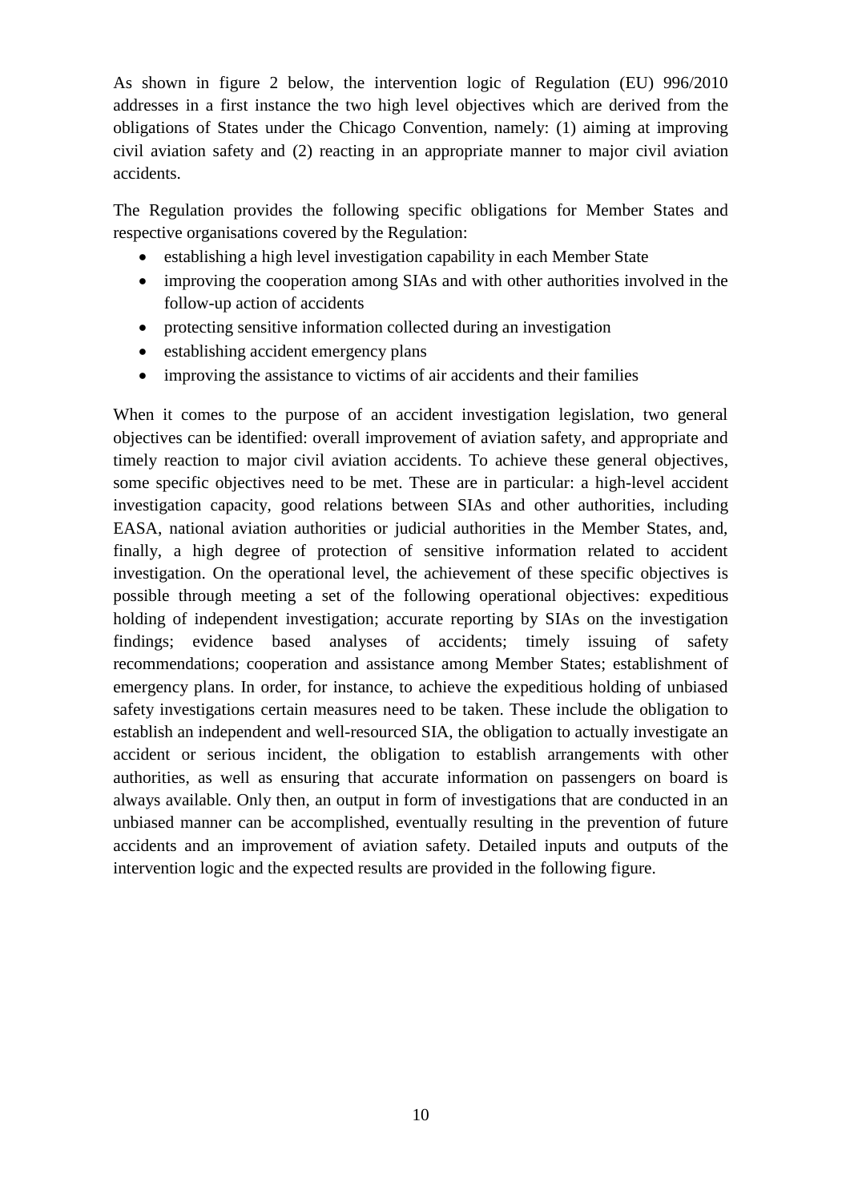As shown in figure 2 below, the intervention logic of Regulation (EU) 996/2010 addresses in a first instance the two high level objectives which are derived from the obligations of States under the Chicago Convention, namely: (1) aiming at improving civil aviation safety and (2) reacting in an appropriate manner to major civil aviation accidents.

The Regulation provides the following specific obligations for Member States and respective organisations covered by the Regulation:

- establishing a high level investigation capability in each Member State
- improving the cooperation among SIAs and with other authorities involved in the follow-up action of accidents
- protecting sensitive information collected during an investigation
- establishing accident emergency plans
- improving the assistance to victims of air accidents and their families

When it comes to the purpose of an accident investigation legislation, two general objectives can be identified: overall improvement of aviation safety, and appropriate and timely reaction to major civil aviation accidents. To achieve these general objectives, some specific objectives need to be met. These are in particular: a high-level accident investigation capacity, good relations between SIAs and other authorities, including EASA, national aviation authorities or judicial authorities in the Member States, and, finally, a high degree of protection of sensitive information related to accident investigation. On the operational level, the achievement of these specific objectives is possible through meeting a set of the following operational objectives: expeditious holding of independent investigation; accurate reporting by SIAs on the investigation findings; evidence based analyses of accidents; timely issuing of safety recommendations; cooperation and assistance among Member States; establishment of emergency plans. In order, for instance, to achieve the expeditious holding of unbiased safety investigations certain measures need to be taken. These include the obligation to establish an independent and well-resourced SIA, the obligation to actually investigate an accident or serious incident, the obligation to establish arrangements with other authorities, as well as ensuring that accurate information on passengers on board is always available. Only then, an output in form of investigations that are conducted in an unbiased manner can be accomplished, eventually resulting in the prevention of future accidents and an improvement of aviation safety. Detailed inputs and outputs of the intervention logic and the expected results are provided in the following figure.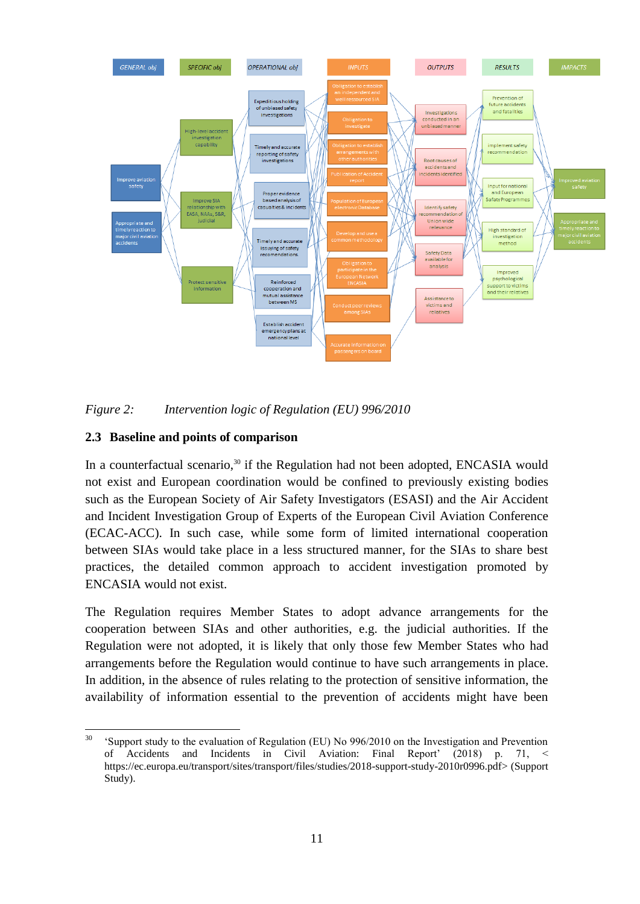*Figure 2: Intervention logic of Regulation (EU) 996/2010*

## 2.3 Baseline and points of comparison

In a counterfactual scenario,[30] if the Regulation had not been adopted, ENCASIA would not exist and European coordination would be confined to previously existing bodies such as the European Society of Air Safety Investigators (ESASI) and the Air Accident and Incident Investigation Group of Experts of the European Civil Aviation Conference (ECAC-ACC). In such case, while some form of limited international cooperation between SIAs would take place in a less structured manner, for the SIAs to share best practices, the detailed common approach to accident investigation promoted by ENCASIA would not exist.

The Regulation requires Member States to adopt advance arrangements for the cooperation between SIAs and other authorities, e.g. the judicial authorities. If the Regulation were not adopted, it is likely that only those few Member States who had arrangements before the Regulation would continue to have such arrangements in place. In addition, in the absence of rules relating to the protection of sensitive information, the availability of information essential to the prevention of accidents might have been

---

[30] 'Support study to the evaluation of Regulation (EU) No 996/2010 on the Investigation and Prevention of Accidents and Incidents in Civil Aviation: Final Report' (2018) p. 71, < https://ec.europa.eu/transport/sites/transport/files/studies/2018-support-study-2010r0996.pdf> (Support Study).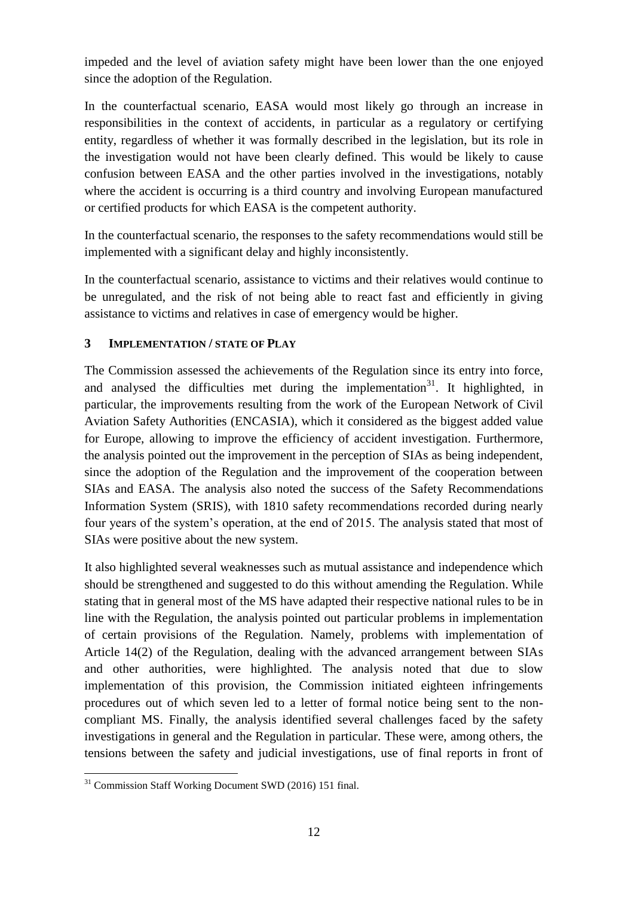impeded and the level of aviation safety might have been lower than the one enjoyed since the adoption of the Regulation.

In the counterfactual scenario, EASA would most likely go through an increase in responsibilities in the context of accidents, in particular as a regulatory or certifying entity, regardless of whether it was formally described in the legislation, but its role in the investigation would not have been clearly defined. This would be likely to cause confusion between EASA and the other parties involved in the investigations, notably where the accident is occurring is a third country and involving European manufactured or certified products for which EASA is the competent authority.

In the counterfactual scenario, the responses to the safety recommendations would still be implemented with a significant delay and highly inconsistently.

In the counterfactual scenario, assistance to victims and their relatives would continue to be unregulated, and the risk of not being able to react fast and efficiently in giving assistance to victims and relatives in case of emergency would be higher.

## 3 Implementation / state of Play

The Commission assessed the achievements of the Regulation since its entry into force, and analysed the difficulties met during the implementation[31]. It highlighted, in particular, the improvements resulting from the work of the European Network of Civil Aviation Safety Authorities (ENCASIA), which it considered as the biggest added value for Europe, allowing to improve the efficiency of accident investigation. Furthermore, the analysis pointed out the improvement in the perception of SIAs as being independent, since the adoption of the Regulation and the improvement of the cooperation between SIAs and EASA. The analysis also noted the success of the Safety Recommendations Information System (SRIS), with 1810 safety recommendations recorded during nearly four years of the system's operation, at the end of 2015. The analysis stated that most of SIAs were positive about the new system.

It also highlighted several weaknesses such as mutual assistance and independence which should be strengthened and suggested to do this without amending the Regulation. While stating that in general most of the MS have adapted their respective national rules to be in line with the Regulation, the analysis pointed out particular problems in implementation of certain provisions of the Regulation. Namely, problems with implementation of Article 14(2) of the Regulation, dealing with the advanced arrangement between SIAs and other authorities, were highlighted. The analysis noted that due to slow implementation of this provision, the Commission initiated eighteen infringements procedures out of which seven led to a letter of formal notice being sent to the non-compliant MS. Finally, the analysis identified several challenges faced by the safety investigations in general and the Regulation in particular. These were, among others, the tensions between the safety and judicial investigations, use of final reports in front of

[31] Commission Staff Working Document SWD (2016) 151 final.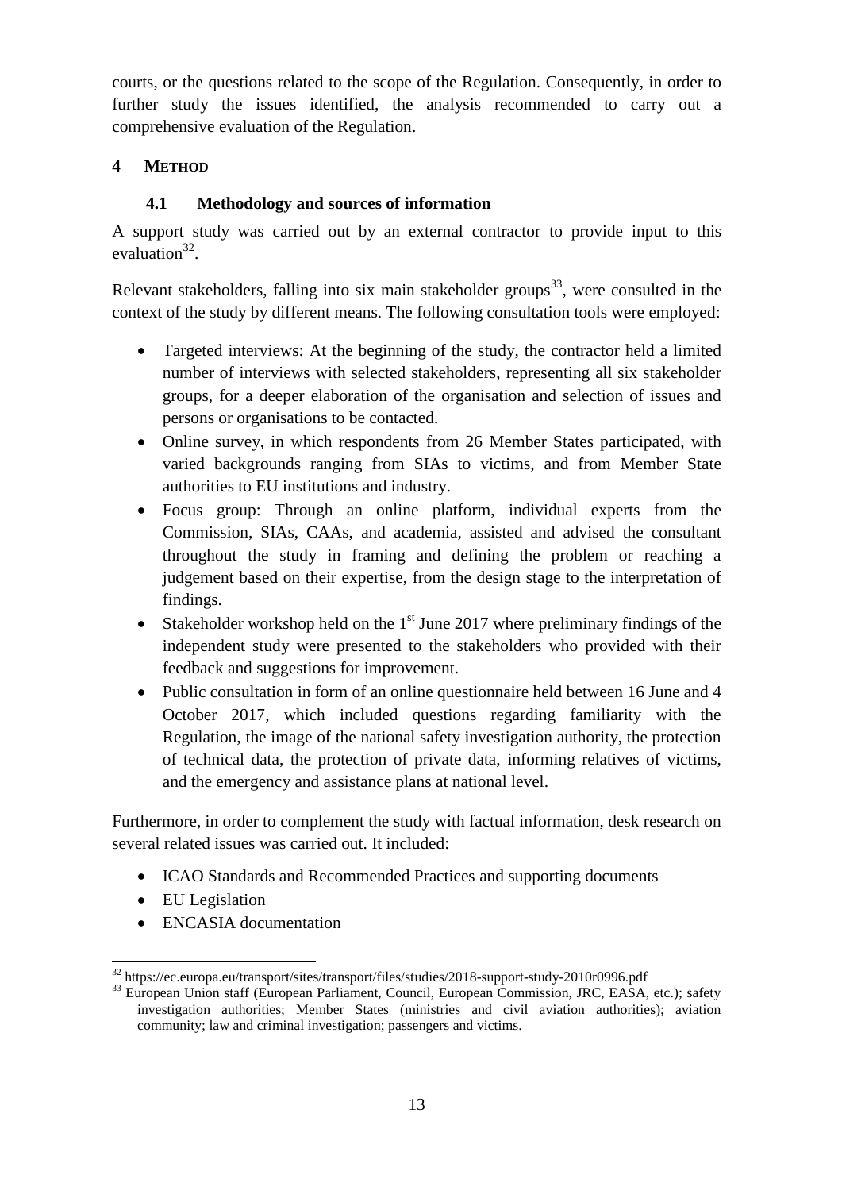courts, or the questions related to the scope of the Regulation. Consequently, in order to further study the issues identified, the analysis recommended to carry out a comprehensive evaluation of the Regulation.

# 4 METHOD

## 4.1 Methodology and sources of information

A support study was carried out by an external contractor to provide input to this evaluation[32].

Relevant stakeholders, falling into six main stakeholder groups[33], were consulted in the context of the study by different means. The following consultation tools were employed:

- Targeted interviews: At the beginning of the study, the contractor held a limited number of interviews with selected stakeholders, representing all six stakeholder groups, for a deeper elaboration of the organisation and selection of issues and persons or organisations to be contacted.
- Online survey, in which respondents from 26 Member States participated, with varied backgrounds ranging from SIAs to victims, and from Member State authorities to EU institutions and industry.
- Focus group: Through an online platform, individual experts from the Commission, SIAs, CAAs, and academia, assisted and advised the consultant throughout the study in framing and defining the problem or reaching a judgement based on their expertise, from the design stage to the interpretation of findings.
- Stakeholder workshop held on the 1st June 2017 where preliminary findings of the independent study were presented to the stakeholders who provided with their feedback and suggestions for improvement.
- Public consultation in form of an online questionnaire held between 16 June and 4 October 2017, which included questions regarding familiarity with the Regulation, the image of the national safety investigation authority, the protection of technical data, the protection of private data, informing relatives of victims, and the emergency and assistance plans at national level.

Furthermore, in order to complement the study with factual information, desk research on several related issues was carried out. It included:

- ICAO Standards and Recommended Practices and supporting documents
- EU Legislation
- ENCASIA documentation

---

[32] https://ec.europa.eu/transport/sites/transport/files/studies/2018-support-study-2010r0996.pdf

[33] European Union staff (European Parliament, Council, European Commission, JRC, EASA, etc.); safety investigation authorities; Member States (ministries and civil aviation authorities); aviation community; law and criminal investigation; passengers and victims.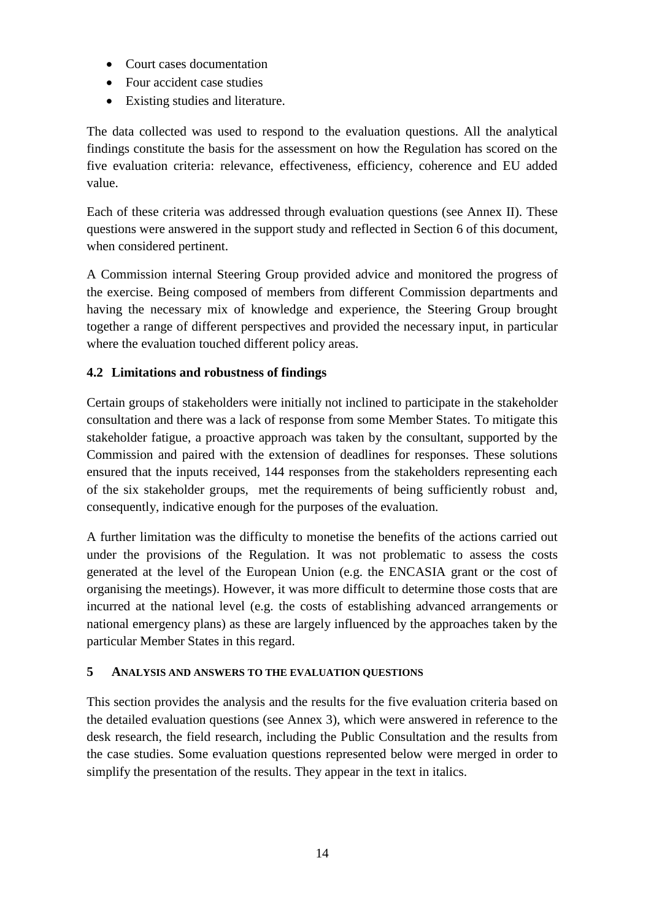- Court cases documentation
- Four accident case studies
- Existing studies and literature.

The data collected was used to respond to the evaluation questions. All the analytical findings constitute the basis for the assessment on how the Regulation has scored on the five evaluation criteria: relevance, effectiveness, efficiency, coherence and EU added value.

Each of these criteria was addressed through evaluation questions (see Annex II). These questions were answered in the support study and reflected in Section 6 of this document, when considered pertinent.

A Commission internal Steering Group provided advice and monitored the progress of the exercise. Being composed of members from different Commission departments and having the necessary mix of knowledge and experience, the Steering Group brought together a range of different perspectives and provided the necessary input, in particular where the evaluation touched different policy areas.

### 4.2 Limitations and robustness of findings

Certain groups of stakeholders were initially not inclined to participate in the stakeholder consultation and there was a lack of response from some Member States. To mitigate this stakeholder fatigue, a proactive approach was taken by the consultant, supported by the Commission and paired with the extension of deadlines for responses. These solutions ensured that the inputs received, 144 responses from the stakeholders representing each of the six stakeholder groups, met the requirements of being sufficiently robust and, consequently, indicative enough for the purposes of the evaluation.

A further limitation was the difficulty to monetise the benefits of the actions carried out under the provisions of the Regulation. It was not problematic to assess the costs generated at the level of the European Union (e.g. the ENCASIA grant or the cost of organising the meetings). However, it was more difficult to determine those costs that are incurred at the national level (e.g. the costs of establishing advanced arrangements or national emergency plans) as these are largely influenced by the approaches taken by the particular Member States in this regard.

## 5 ANALYSIS AND ANSWERS TO THE EVALUATION QUESTIONS

This section provides the analysis and the results for the five evaluation criteria based on the detailed evaluation questions (see Annex 3), which were answered in reference to the desk research, the field research, including the Public Consultation and the results from the case studies. Some evaluation questions represented below were merged in order to simplify the presentation of the results. They appear in the text in italics.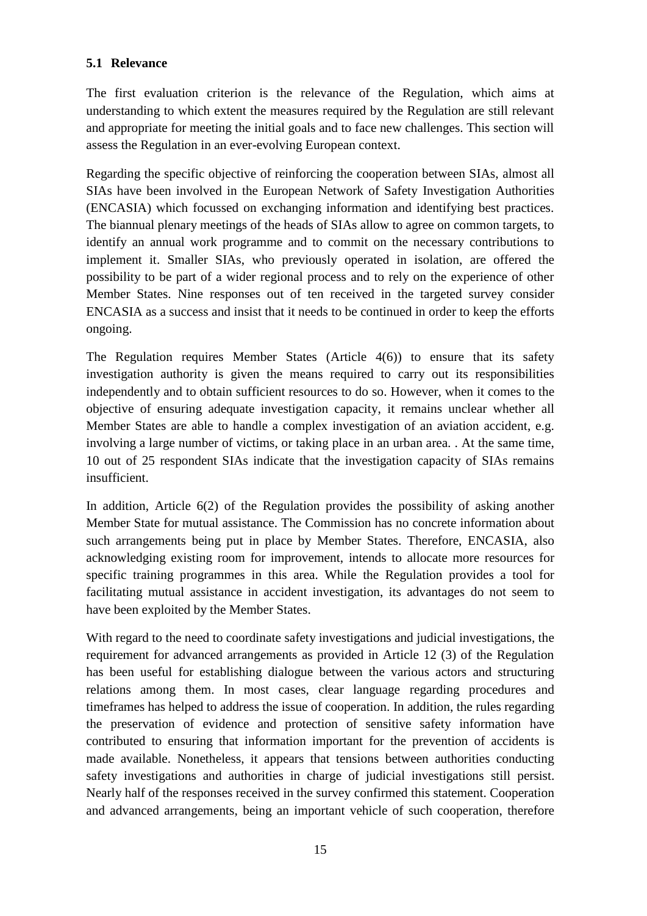### 5.1 Relevance

The first evaluation criterion is the relevance of the Regulation, which aims at understanding to which extent the measures required by the Regulation are still relevant and appropriate for meeting the initial goals and to face new challenges. This section will assess the Regulation in an ever-evolving European context.

Regarding the specific objective of reinforcing the cooperation between SIAs, almost all SIAs have been involved in the European Network of Safety Investigation Authorities (ENCASIA) which focussed on exchanging information and identifying best practices. The biannual plenary meetings of the heads of SIAs allow to agree on common targets, to identify an annual work programme and to commit on the necessary contributions to implement it. Smaller SIAs, who previously operated in isolation, are offered the possibility to be part of a wider regional process and to rely on the experience of other Member States. Nine responses out of ten received in the targeted survey consider ENCASIA as a success and insist that it needs to be continued in order to keep the efforts ongoing.

The Regulation requires Member States (Article 4(6)) to ensure that its safety investigation authority is given the means required to carry out its responsibilities independently and to obtain sufficient resources to do so. However, when it comes to the objective of ensuring adequate investigation capacity, it remains unclear whether all Member States are able to handle a complex investigation of an aviation accident, e.g. involving a large number of victims, or taking place in an urban area. . At the same time, 10 out of 25 respondent SIAs indicate that the investigation capacity of SIAs remains insufficient.

In addition, Article 6(2) of the Regulation provides the possibility of asking another Member State for mutual assistance. The Commission has no concrete information about such arrangements being put in place by Member States. Therefore, ENCASIA, also acknowledging existing room for improvement, intends to allocate more resources for specific training programmes in this area. While the Regulation provides a tool for facilitating mutual assistance in accident investigation, its advantages do not seem to have been exploited by the Member States.

With regard to the need to coordinate safety investigations and judicial investigations, the requirement for advanced arrangements as provided in Article 12 (3) of the Regulation has been useful for establishing dialogue between the various actors and structuring relations among them. In most cases, clear language regarding procedures and timeframes has helped to address the issue of cooperation. In addition, the rules regarding the preservation of evidence and protection of sensitive safety information have contributed to ensuring that information important for the prevention of accidents is made available. Nonetheless, it appears that tensions between authorities conducting safety investigations and authorities in charge of judicial investigations still persist. Nearly half of the responses received in the survey confirmed this statement. Cooperation and advanced arrangements, being an important vehicle of such cooperation, therefore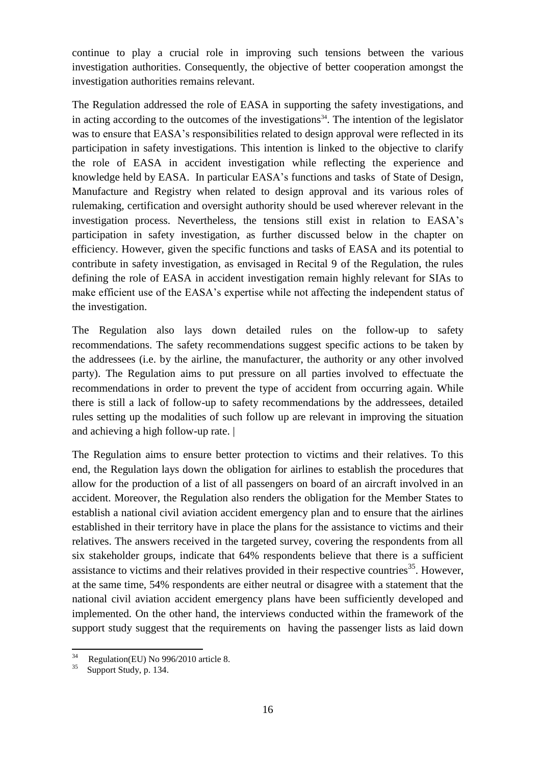continue to play a crucial role in improving such tensions between the various investigation authorities. Consequently, the objective of better cooperation amongst the investigation authorities remains relevant.

The Regulation addressed the role of EASA in supporting the safety investigations, and in acting according to the outcomes of the investigations[34]. The intention of the legislator was to ensure that EASA's responsibilities related to design approval were reflected in its participation in safety investigations. This intention is linked to the objective to clarify the role of EASA in accident investigation while reflecting the experience and knowledge held by EASA. In particular EASA's functions and tasks of State of Design, Manufacture and Registry when related to design approval and its various roles of rulemaking, certification and oversight authority should be used wherever relevant in the investigation process. Nevertheless, the tensions still exist in relation to EASA's participation in safety investigation, as further discussed below in the chapter on efficiency. However, given the specific functions and tasks of EASA and its potential to contribute in safety investigation, as envisaged in Recital 9 of the Regulation, the rules defining the role of EASA in accident investigation remain highly relevant for SIAs to make efficient use of the EASA's expertise while not affecting the independent status of the investigation.

The Regulation also lays down detailed rules on the follow-up to safety recommendations. The safety recommendations suggest specific actions to be taken by the addressees (i.e. by the airline, the manufacturer, the authority or any other involved party). The Regulation aims to put pressure on all parties involved to effectuate the recommendations in order to prevent the type of accident from occurring again. While there is still a lack of follow-up to safety recommendations by the addressees, detailed rules setting up the modalities of such follow up are relevant in improving the situation and achieving a high follow-up rate. |

The Regulation aims to ensure better protection to victims and their relatives. To this end, the Regulation lays down the obligation for airlines to establish the procedures that allow for the production of a list of all passengers on board of an aircraft involved in an accident. Moreover, the Regulation also renders the obligation for the Member States to establish a national civil aviation accident emergency plan and to ensure that the airlines established in their territory have in place the plans for the assistance to victims and their relatives. The answers received in the targeted survey, covering the respondents from all six stakeholder groups, indicate that 64% respondents believe that there is a sufficient assistance to victims and their relatives provided in their respective countries[35]. However, at the same time, 54% respondents are either neutral or disagree with a statement that the national civil aviation accident emergency plans have been sufficiently developed and implemented. On the other hand, the interviews conducted within the framework of the support study suggest that the requirements on having the passenger lists as laid down

[34] Regulation(EU) No 996/2010 article 8.

[35] Support Study, p. 134.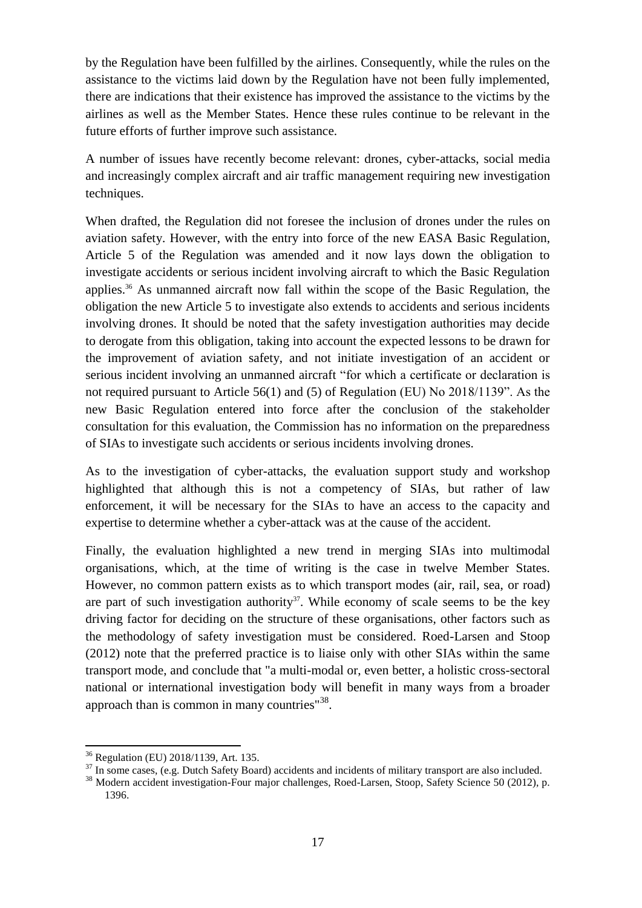by the Regulation have been fulfilled by the airlines. Consequently, while the rules on the assistance to the victims laid down by the Regulation have not been fully implemented, there are indications that their existence has improved the assistance to the victims by the airlines as well as the Member States. Hence these rules continue to be relevant in the future efforts of further improve such assistance.

A number of issues have recently become relevant: drones, cyber-attacks, social media and increasingly complex aircraft and air traffic management requiring new investigation techniques.

When drafted, the Regulation did not foresee the inclusion of drones under the rules on aviation safety. However, with the entry into force of the new EASA Basic Regulation, Article 5 of the Regulation was amended and it now lays down the obligation to investigate accidents or serious incident involving aircraft to which the Basic Regulation applies.[36] As unmanned aircraft now fall within the scope of the Basic Regulation, the obligation the new Article 5 to investigate also extends to accidents and serious incidents involving drones. It should be noted that the safety investigation authorities may decide to derogate from this obligation, taking into account the expected lessons to be drawn for the improvement of aviation safety, and not initiate investigation of an accident or serious incident involving an unmanned aircraft "for which a certificate or declaration is not required pursuant to Article 56(1) and (5) of Regulation (EU) No 2018/1139". As the new Basic Regulation entered into force after the conclusion of the stakeholder consultation for this evaluation, the Commission has no information on the preparedness of SIAs to investigate such accidents or serious incidents involving drones.

As to the investigation of cyber-attacks, the evaluation support study and workshop highlighted that although this is not a competency of SIAs, but rather of law enforcement, it will be necessary for the SIAs to have an access to the capacity and expertise to determine whether a cyber-attack was at the cause of the accident.

Finally, the evaluation highlighted a new trend in merging SIAs into multimodal organisations, which, at the time of writing is the case in twelve Member States. However, no common pattern exists as to which transport modes (air, rail, sea, or road) are part of such investigation authority[37]. While economy of scale seems to be the key driving factor for deciding on the structure of these organisations, other factors such as the methodology of safety investigation must be considered. Roed-Larsen and Stoop (2012) note that the preferred practice is to liaise only with other SIAs within the same transport mode, and conclude that "a multi-modal or, even better, a holistic cross-sectoral national or international investigation body will benefit in many ways from a broader approach than is common in many countries"[38].

---

[36] Regulation (EU) 2018/1139, Art. 135.

[37] In some cases, (e.g. Dutch Safety Board) accidents and incidents of military transport are also included.

[38] Modern accident investigation-Four major challenges, Roed-Larsen, Stoop, Safety Science 50 (2012), p. 1396.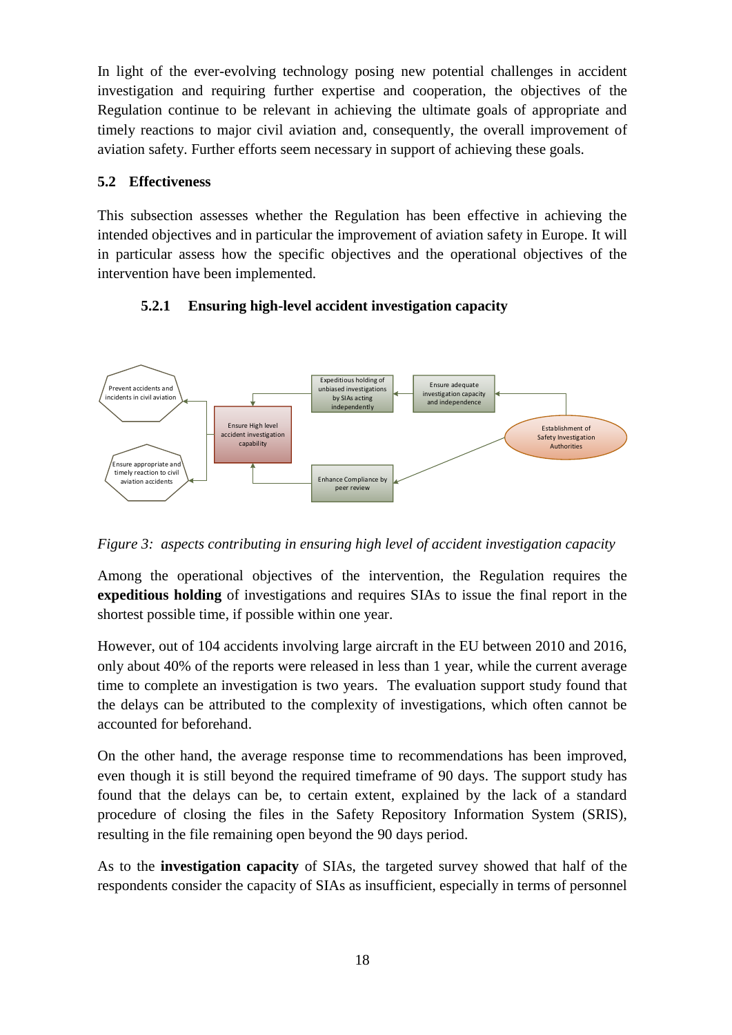In light of the ever-evolving technology posing new potential challenges in accident investigation and requiring further expertise and cooperation, the objectives of the Regulation continue to be relevant in achieving the ultimate goals of appropriate and timely reactions to major civil aviation and, consequently, the overall improvement of aviation safety. Further efforts seem necessary in support of achieving these goals.

## 5.2 Effectiveness

This subsection assesses whether the Regulation has been effective in achieving the intended objectives and in particular the improvement of aviation safety in Europe. It will in particular assess how the specific objectives and the operational objectives of the intervention have been implemented.

### 5.2.1 Ensuring high-level accident investigation capacity

Prevent accidents and incidents in civil aviation

Ensure appropriate and timely reaction to civil aviation accidents

Ensure High level accident investigation capability

Expeditious holding of unbiased investigations by SIAs acting independently

Ensure adequate investigation capacity and independence

Establishment of Safety Investigation Authorities

Enhance Compliance by peer review

*Figure 3: aspects contributing in ensuring high level of accident investigation capacity*

Among the operational objectives of the intervention, the Regulation requires the **expeditious holding** of investigations and requires SIAs to issue the final report in the shortest possible time, if possible within one year.

However, out of 104 accidents involving large aircraft in the EU between 2010 and 2016, only about 40% of the reports were released in less than 1 year, while the current average time to complete an investigation is two years. The evaluation support study found that the delays can be attributed to the complexity of investigations, which often cannot be accounted for beforehand.

On the other hand, the average response time to recommendations has been improved, even though it is still beyond the required timeframe of 90 days. The support study has found that the delays can be, to certain extent, explained by the lack of a standard procedure of closing the files in the Safety Repository Information System (SRIS), resulting in the file remaining open beyond the 90 days period.

As to the **investigation capacity** of SIAs, the targeted survey showed that half of the respondents consider the capacity of SIAs as insufficient, especially in terms of personnel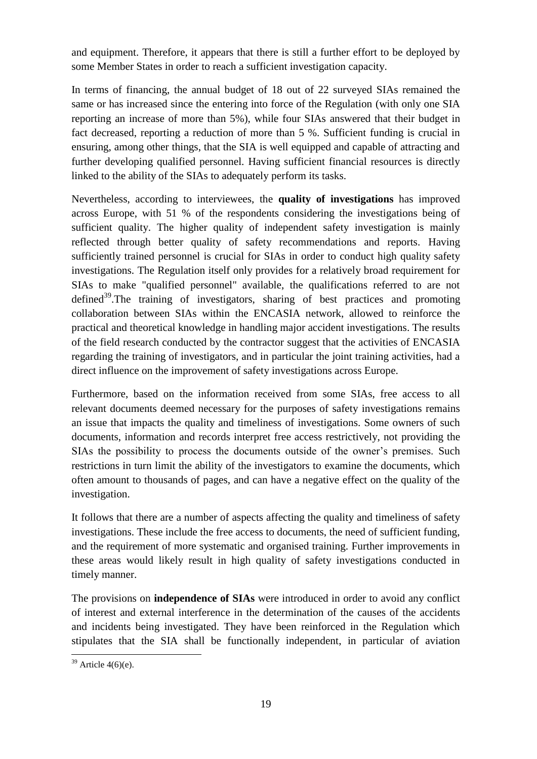and equipment. Therefore, it appears that there is still a further effort to be deployed by some Member States in order to reach a sufficient investigation capacity.

In terms of financing, the annual budget of 18 out of 22 surveyed SIAs remained the same or has increased since the entering into force of the Regulation (with only one SIA reporting an increase of more than 5%), while four SIAs answered that their budget in fact decreased, reporting a reduction of more than 5 %. Sufficient funding is crucial in ensuring, among other things, that the SIA is well equipped and capable of attracting and further developing qualified personnel. Having sufficient financial resources is directly linked to the ability of the SIAs to adequately perform its tasks.

Nevertheless, according to interviewees, the **quality of investigations** has improved across Europe, with 51 % of the respondents considering the investigations being of sufficient quality. The higher quality of independent safety investigation is mainly reflected through better quality of safety recommendations and reports. Having sufficiently trained personnel is crucial for SIAs in order to conduct high quality safety investigations. The Regulation itself only provides for a relatively broad requirement for SIAs to make "qualified personnel" available, the qualifications referred to are not defined[39].The training of investigators, sharing of best practices and promoting collaboration between SIAs within the ENCASIA network, allowed to reinforce the practical and theoretical knowledge in handling major accident investigations. The results of the field research conducted by the contractor suggest that the activities of ENCASIA regarding the training of investigators, and in particular the joint training activities, had a direct influence on the improvement of safety investigations across Europe.

Furthermore, based on the information received from some SIAs, free access to all relevant documents deemed necessary for the purposes of safety investigations remains an issue that impacts the quality and timeliness of investigations. Some owners of such documents, information and records interpret free access restrictively, not providing the SIAs the possibility to process the documents outside of the owner's premises. Such restrictions in turn limit the ability of the investigators to examine the documents, which often amount to thousands of pages, and can have a negative effect on the quality of the investigation.

It follows that there are a number of aspects affecting the quality and timeliness of safety investigations. These include the free access to documents, the need of sufficient funding, and the requirement of more systematic and organised training. Further improvements in these areas would likely result in high quality of safety investigations conducted in timely manner.

The provisions on **independence of SIAs** were introduced in order to avoid any conflict of interest and external interference in the determination of the causes of the accidents and incidents being investigated. They have been reinforced in the Regulation which stipulates that the SIA shall be functionally independent, in particular of aviation

[39] Article 4(6)(e).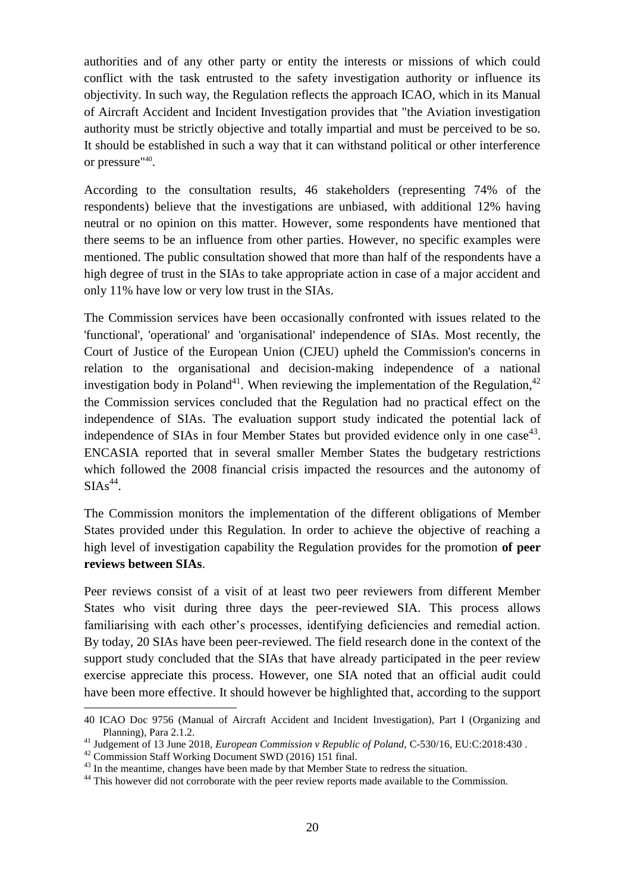authorities and of any other party or entity the interests or missions of which could conflict with the task entrusted to the safety investigation authority or influence its objectivity. In such way, the Regulation reflects the approach ICAO, which in its Manual of Aircraft Accident and Incident Investigation provides that "the Aviation investigation authority must be strictly objective and totally impartial and must be perceived to be so. It should be established in such a way that it can withstand political or other interference or pressure"[40].

According to the consultation results, 46 stakeholders (representing 74% of the respondents) believe that the investigations are unbiased, with additional 12% having neutral or no opinion on this matter. However, some respondents have mentioned that there seems to be an influence from other parties. However, no specific examples were mentioned. The public consultation showed that more than half of the respondents have a high degree of trust in the SIAs to take appropriate action in case of a major accident and only 11% have low or very low trust in the SIAs.

The Commission services have been occasionally confronted with issues related to the 'functional', 'operational' and 'organisational' independence of SIAs. Most recently, the Court of Justice of the European Union (CJEU) upheld the Commission's concerns in relation to the organisational and decision-making independence of a national investigation body in Poland[41]. When reviewing the implementation of the Regulation,[42] the Commission services concluded that the Regulation had no practical effect on the independence of SIAs. The evaluation support study indicated the potential lack of independence of SIAs in four Member States but provided evidence only in one case[43]. ENCASIA reported that in several smaller Member States the budgetary restrictions which followed the 2008 financial crisis impacted the resources and the autonomy of SIAs[44].

The Commission monitors the implementation of the different obligations of Member States provided under this Regulation. In order to achieve the objective of reaching a high level of investigation capability the Regulation provides for the promotion **of peer reviews between SIAs**.

Peer reviews consist of a visit of at least two peer reviewers from different Member States who visit during three days the peer-reviewed SIA. This process allows familiarising with each other's processes, identifying deficiencies and remedial action. By today, 20 SIAs have been peer-reviewed. The field research done in the context of the support study concluded that the SIAs that have already participated in the peer review exercise appreciate this process. However, one SIA noted that an official audit could have been more effective. It should however be highlighted that, according to the support

---

40 ICAO Doc 9756 (Manual of Aircraft Accident and Incident Investigation), Part I (Organizing and Planning), Para 2.1.2.

41 Judgement of 13 June 2018, *European Commission v Republic of Poland,* C-530/16, EU:C:2018:430 .

42 Commission Staff Working Document SWD (2016) 151 final.

43 In the meantime, changes have been made by that Member State to redress the situation.

44 This however did not corroborate with the peer review reports made available to the Commission.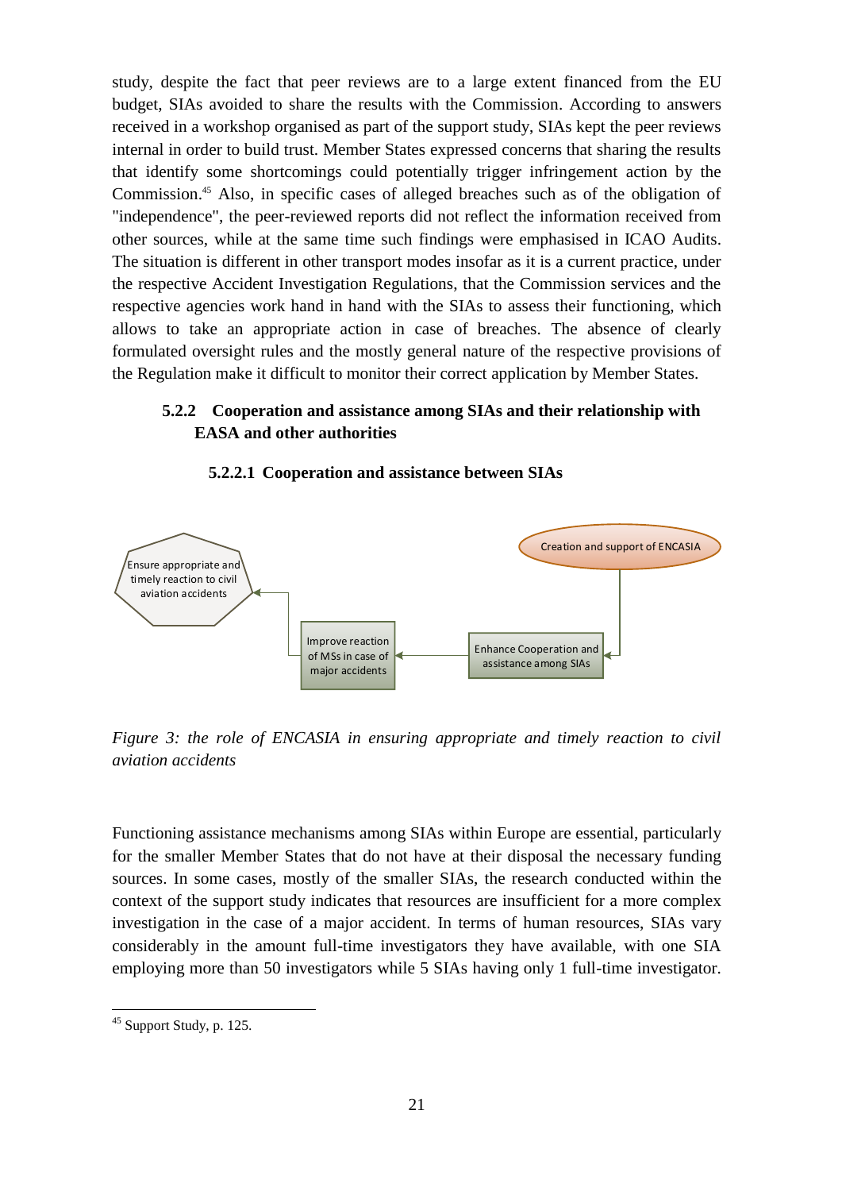study, despite the fact that peer reviews are to a large extent financed from the EU budget, SIAs avoided to share the results with the Commission. According to answers received in a workshop organised as part of the support study, SIAs kept the peer reviews internal in order to build trust. Member States expressed concerns that sharing the results that identify some shortcomings could potentially trigger infringement action by the Commission.[45] Also, in specific cases of alleged breaches such as of the obligation of "independence", the peer-reviewed reports did not reflect the information received from other sources, while at the same time such findings were emphasised in ICAO Audits. The situation is different in other transport modes insofar as it is a current practice, under the respective Accident Investigation Regulations, that the Commission services and the respective agencies work hand in hand with the SIAs to assess their functioning, which allows to take an appropriate action in case of breaches. The absence of clearly formulated oversight rules and the mostly general nature of the respective provisions of the Regulation make it difficult to monitor their correct application by Member States.

### 5.2.2 Cooperation and assistance among SIAs and their relationship with EASA and other authorities

#### 5.2.2.1 Cooperation and assistance between SIAs

Creation and support of ENCASIA → Enhance Cooperation and assistance among SIAs → Improve reaction of MSs in case of major accidents → Ensure appropriate and timely reaction to civil aviation accidents

*Figure 3: the role of ENCASIA in ensuring appropriate and timely reaction to civil aviation accidents*

Functioning assistance mechanisms among SIAs within Europe are essential, particularly for the smaller Member States that do not have at their disposal the necessary funding sources. In some cases, mostly of the smaller SIAs, the research conducted within the context of the support study indicates that resources are insufficient for a more complex investigation in the case of a major accident. In terms of human resources, SIAs vary considerably in the amount full-time investigators they have available, with one SIA employing more than 50 investigators while 5 SIAs having only 1 full-time investigator.

[45] Support Study, p. 125.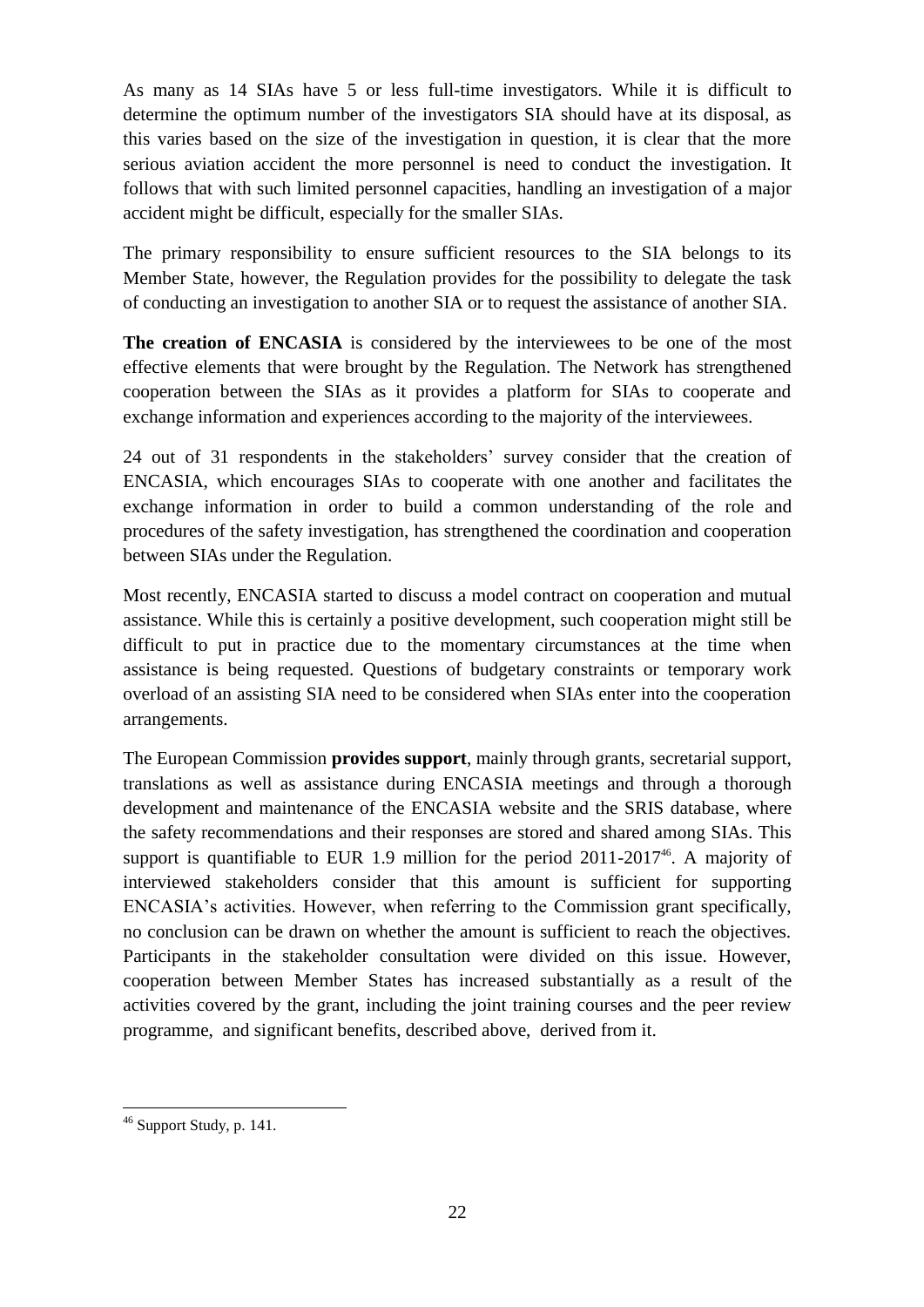As many as 14 SIAs have 5 or less full-time investigators. While it is difficult to determine the optimum number of the investigators SIA should have at its disposal, as this varies based on the size of the investigation in question, it is clear that the more serious aviation accident the more personnel is need to conduct the investigation. It follows that with such limited personnel capacities, handling an investigation of a major accident might be difficult, especially for the smaller SIAs.

The primary responsibility to ensure sufficient resources to the SIA belongs to its Member State, however, the Regulation provides for the possibility to delegate the task of conducting an investigation to another SIA or to request the assistance of another SIA.

**The creation of ENCASIA** is considered by the interviewees to be one of the most effective elements that were brought by the Regulation. The Network has strengthened cooperation between the SIAs as it provides a platform for SIAs to cooperate and exchange information and experiences according to the majority of the interviewees.

24 out of 31 respondents in the stakeholders' survey consider that the creation of ENCASIA, which encourages SIAs to cooperate with one another and facilitates the exchange information in order to build a common understanding of the role and procedures of the safety investigation, has strengthened the coordination and cooperation between SIAs under the Regulation.

Most recently, ENCASIA started to discuss a model contract on cooperation and mutual assistance. While this is certainly a positive development, such cooperation might still be difficult to put in practice due to the momentary circumstances at the time when assistance is being requested. Questions of budgetary constraints or temporary work overload of an assisting SIA need to be considered when SIAs enter into the cooperation arrangements.

The European Commission **provides support**, mainly through grants, secretarial support, translations as well as assistance during ENCASIA meetings and through a thorough development and maintenance of the ENCASIA website and the SRIS database, where the safety recommendations and their responses are stored and shared among SIAs. This support is quantifiable to EUR 1.9 million for the period 2011-2017[46]. A majority of interviewed stakeholders consider that this amount is sufficient for supporting ENCASIA's activities. However, when referring to the Commission grant specifically, no conclusion can be drawn on whether the amount is sufficient to reach the objectives. Participants in the stakeholder consultation were divided on this issue. However, cooperation between Member States has increased substantially as a result of the activities covered by the grant, including the joint training courses and the peer review programme, and significant benefits, described above, derived from it.

[46] Support Study, p. 141.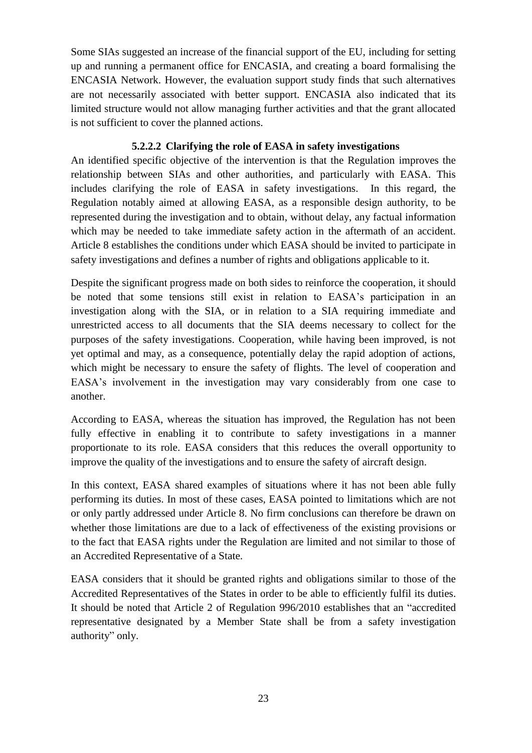Some SIAs suggested an increase of the financial support of the EU, including for setting up and running a permanent office for ENCASIA, and creating a board formalising the ENCASIA Network. However, the evaluation support study finds that such alternatives are not necessarily associated with better support. ENCASIA also indicated that its limited structure would not allow managing further activities and that the grant allocated is not sufficient to cover the planned actions.

#### 5.2.2.2 Clarifying the role of EASA in safety investigations

An identified specific objective of the intervention is that the Regulation improves the relationship between SIAs and other authorities, and particularly with EASA. This includes clarifying the role of EASA in safety investigations. In this regard, the Regulation notably aimed at allowing EASA, as a responsible design authority, to be represented during the investigation and to obtain, without delay, any factual information which may be needed to take immediate safety action in the aftermath of an accident. Article 8 establishes the conditions under which EASA should be invited to participate in safety investigations and defines a number of rights and obligations applicable to it.

Despite the significant progress made on both sides to reinforce the cooperation, it should be noted that some tensions still exist in relation to EASA's participation in an investigation along with the SIA, or in relation to a SIA requiring immediate and unrestricted access to all documents that the SIA deems necessary to collect for the purposes of the safety investigations. Cooperation, while having been improved, is not yet optimal and may, as a consequence, potentially delay the rapid adoption of actions, which might be necessary to ensure the safety of flights. The level of cooperation and EASA's involvement in the investigation may vary considerably from one case to another.

According to EASA, whereas the situation has improved, the Regulation has not been fully effective in enabling it to contribute to safety investigations in a manner proportionate to its role. EASA considers that this reduces the overall opportunity to improve the quality of the investigations and to ensure the safety of aircraft design.

In this context, EASA shared examples of situations where it has not been able fully performing its duties. In most of these cases, EASA pointed to limitations which are not or only partly addressed under Article 8. No firm conclusions can therefore be drawn on whether those limitations are due to a lack of effectiveness of the existing provisions or to the fact that EASA rights under the Regulation are limited and not similar to those of an Accredited Representative of a State.

EASA considers that it should be granted rights and obligations similar to those of the Accredited Representatives of the States in order to be able to efficiently fulfil its duties. It should be noted that Article 2 of Regulation 996/2010 establishes that an "accredited representative designated by a Member State shall be from a safety investigation authority" only.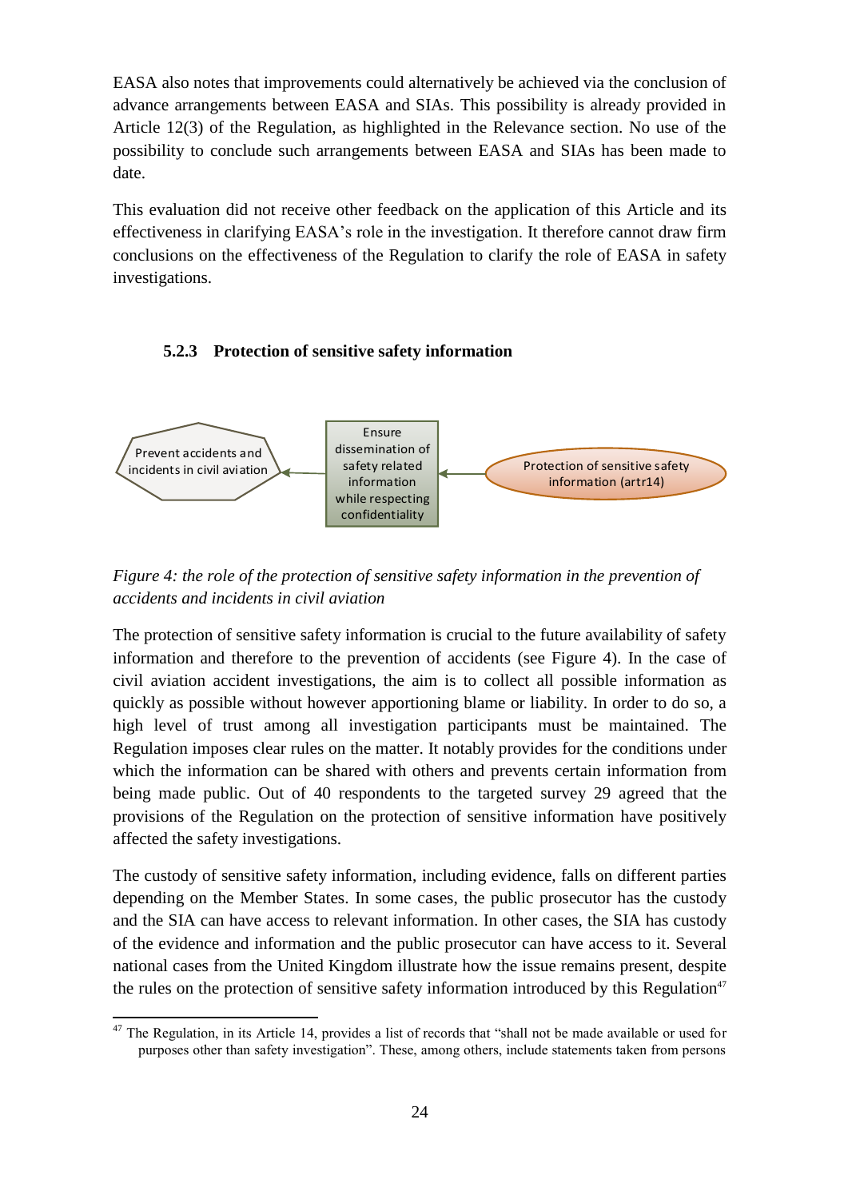EASA also notes that improvements could alternatively be achieved via the conclusion of advance arrangements between EASA and SIAs. This possibility is already provided in Article 12(3) of the Regulation, as highlighted in the Relevance section. No use of the possibility to conclude such arrangements between EASA and SIAs has been made to date.

This evaluation did not receive other feedback on the application of this Article and its effectiveness in clarifying EASA's role in the investigation. It therefore cannot draw firm conclusions on the effectiveness of the Regulation to clarify the role of EASA in safety investigations.

### 5.2.3 Protection of sensitive safety information

Prevent accidents and incidents in civil aviation ← Ensure dissemination of safety related information while respecting confidentiality ← Protection of sensitive safety information (artr14)

*Figure 4: the role of the protection of sensitive safety information in the prevention of accidents and incidents in civil aviation*

The protection of sensitive safety information is crucial to the future availability of safety information and therefore to the prevention of accidents (see Figure 4). In the case of civil aviation accident investigations, the aim is to collect all possible information as quickly as possible without however apportioning blame or liability. In order to do so, a high level of trust among all investigation participants must be maintained. The Regulation imposes clear rules on the matter. It notably provides for the conditions under which the information can be shared with others and prevents certain information from being made public. Out of 40 respondents to the targeted survey 29 agreed that the provisions of the Regulation on the protection of sensitive information have positively affected the safety investigations.

The custody of sensitive safety information, including evidence, falls on different parties depending on the Member States. In some cases, the public prosecutor has the custody and the SIA can have access to relevant information. In other cases, the SIA has custody of the evidence and information and the public prosecutor can have access to it. Several national cases from the United Kingdom illustrate how the issue remains present, despite the rules on the protection of sensitive safety information introduced by this Regulation[47]

[47] The Regulation, in its Article 14, provides a list of records that "shall not be made available or used for purposes other than safety investigation". These, among others, include statements taken from persons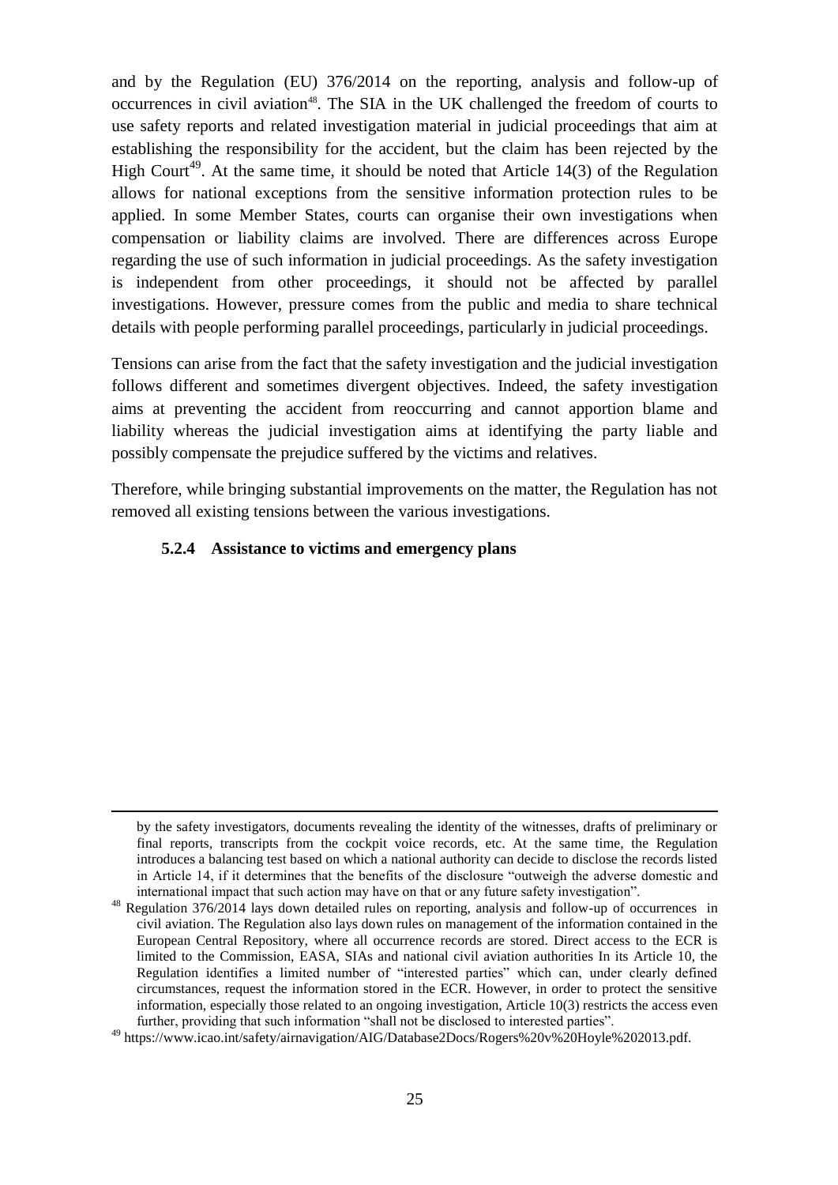and by the Regulation (EU) 376/2014 on the reporting, analysis and follow-up of occurrences in civil aviation[48]. The SIA in the UK challenged the freedom of courts to use safety reports and related investigation material in judicial proceedings that aim at establishing the responsibility for the accident, but the claim has been rejected by the High Court[49]. At the same time, it should be noted that Article 14(3) of the Regulation allows for national exceptions from the sensitive information protection rules to be applied. In some Member States, courts can organise their own investigations when compensation or liability claims are involved. There are differences across Europe regarding the use of such information in judicial proceedings. As the safety investigation is independent from other proceedings, it should not be affected by parallel investigations. However, pressure comes from the public and media to share technical details with people performing parallel proceedings, particularly in judicial proceedings.

Tensions can arise from the fact that the safety investigation and the judicial investigation follows different and sometimes divergent objectives. Indeed, the safety investigation aims at preventing the accident from reoccurring and cannot apportion blame and liability whereas the judicial investigation aims at identifying the party liable and possibly compensate the prejudice suffered by the victims and relatives.

Therefore, while bringing substantial improvements on the matter, the Regulation has not removed all existing tensions between the various investigations.

#### 5.2.4 Assistance to victims and emergency plans

---

by the safety investigators, documents revealing the identity of the witnesses, drafts of preliminary or final reports, transcripts from the cockpit voice records, etc. At the same time, the Regulation introduces a balancing test based on which a national authority can decide to disclose the records listed in Article 14, if it determines that the benefits of the disclosure "outweigh the adverse domestic and international impact that such action may have on that or any future safety investigation".

[48] Regulation 376/2014 lays down detailed rules on reporting, analysis and follow-up of occurrences in civil aviation. The Regulation also lays down rules on management of the information contained in the European Central Repository, where all occurrence records are stored. Direct access to the ECR is limited to the Commission, EASA, SIAs and national civil aviation authorities In its Article 10, the Regulation identifies a limited number of "interested parties" which can, under clearly defined circumstances, request the information stored in the ECR. However, in order to protect the sensitive information, especially those related to an ongoing investigation, Article 10(3) restricts the access even further, providing that such information "shall not be disclosed to interested parties".

[49] https://www.icao.int/safety/airnavigation/AIG/Database2Docs/Rogers%20v%20Hoyle%202013.pdf.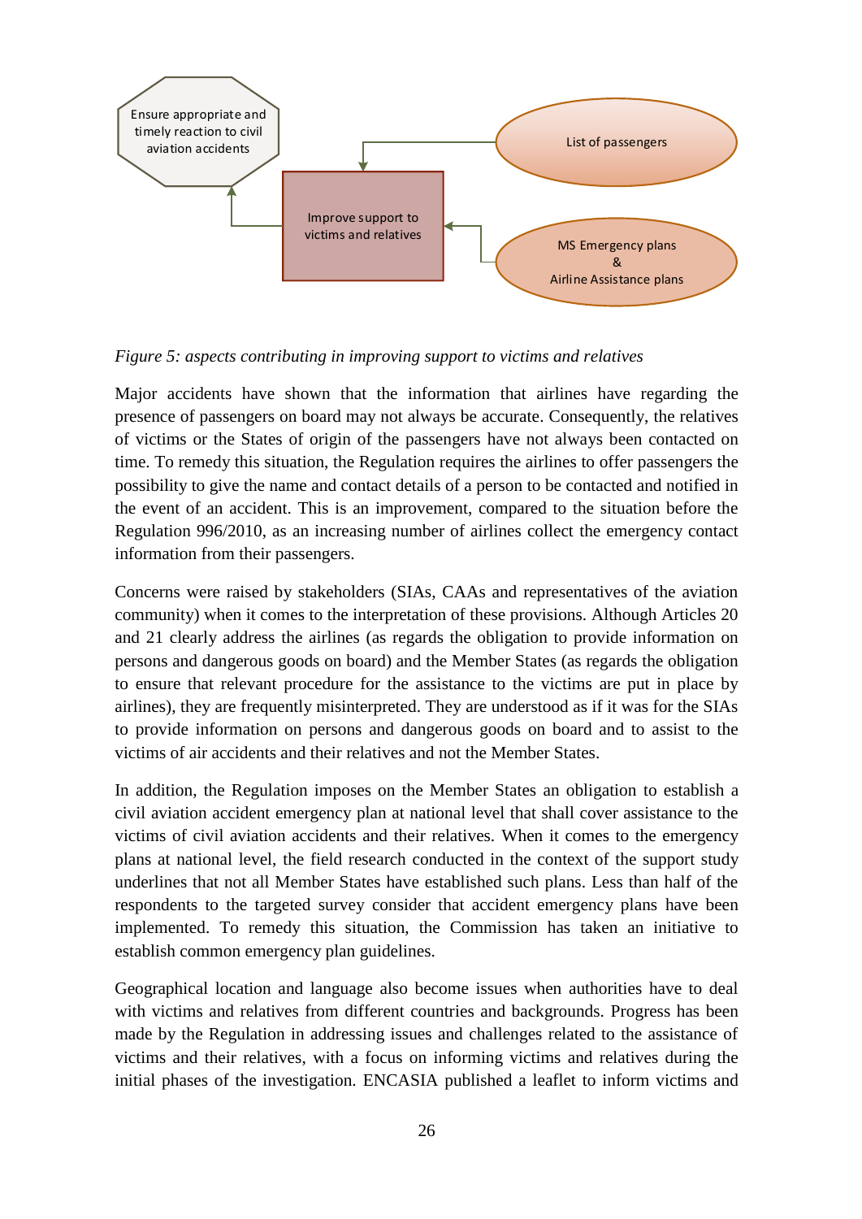*Figure 5: aspects contributing in improving support to victims and relatives*

Major accidents have shown that the information that airlines have regarding the presence of passengers on board may not always be accurate. Consequently, the relatives of victims or the States of origin of the passengers have not always been contacted on time. To remedy this situation, the Regulation requires the airlines to offer passengers the possibility to give the name and contact details of a person to be contacted and notified in the event of an accident. This is an improvement, compared to the situation before the Regulation 996/2010, as an increasing number of airlines collect the emergency contact information from their passengers.

Concerns were raised by stakeholders (SIAs, CAAs and representatives of the aviation community) when it comes to the interpretation of these provisions. Although Articles 20 and 21 clearly address the airlines (as regards the obligation to provide information on persons and dangerous goods on board) and the Member States (as regards the obligation to ensure that relevant procedure for the assistance to the victims are put in place by airlines), they are frequently misinterpreted. They are understood as if it was for the SIAs to provide information on persons and dangerous goods on board and to assist to the victims of air accidents and their relatives and not the Member States.

In addition, the Regulation imposes on the Member States an obligation to establish a civil aviation accident emergency plan at national level that shall cover assistance to the victims of civil aviation accidents and their relatives. When it comes to the emergency plans at national level, the field research conducted in the context of the support study underlines that not all Member States have established such plans. Less than half of the respondents to the targeted survey consider that accident emergency plans have been implemented. To remedy this situation, the Commission has taken an initiative to establish common emergency plan guidelines.

Geographical location and language also become issues when authorities have to deal with victims and relatives from different countries and backgrounds. Progress has been made by the Regulation in addressing issues and challenges related to the assistance of victims and their relatives, with a focus on informing victims and relatives during the initial phases of the investigation. ENCASIA published a leaflet to inform victims and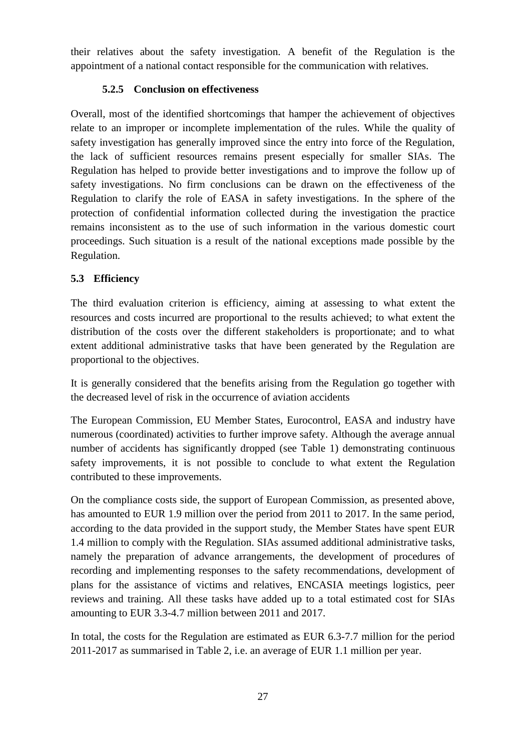their relatives about the safety investigation. A benefit of the Regulation is the appointment of a national contact responsible for the communication with relatives.

#### 5.2.5 Conclusion on effectiveness

Overall, most of the identified shortcomings that hamper the achievement of objectives relate to an improper or incomplete implementation of the rules. While the quality of safety investigation has generally improved since the entry into force of the Regulation, the lack of sufficient resources remains present especially for smaller SIAs. The Regulation has helped to provide better investigations and to improve the follow up of safety investigations. No firm conclusions can be drawn on the effectiveness of the Regulation to clarify the role of EASA in safety investigations. In the sphere of the protection of confidential information collected during the investigation the practice remains inconsistent as to the use of such information in the various domestic court proceedings. Such situation is a result of the national exceptions made possible by the Regulation.

### 5.3 Efficiency

The third evaluation criterion is efficiency, aiming at assessing to what extent the resources and costs incurred are proportional to the results achieved; to what extent the distribution of the costs over the different stakeholders is proportionate; and to what extent additional administrative tasks that have been generated by the Regulation are proportional to the objectives.

It is generally considered that the benefits arising from the Regulation go together with the decreased level of risk in the occurrence of aviation accidents

The European Commission, EU Member States, Eurocontrol, EASA and industry have numerous (coordinated) activities to further improve safety. Although the average annual number of accidents has significantly dropped (see Table 1) demonstrating continuous safety improvements, it is not possible to conclude to what extent the Regulation contributed to these improvements.

On the compliance costs side, the support of European Commission, as presented above, has amounted to EUR 1.9 million over the period from 2011 to 2017. In the same period, according to the data provided in the support study, the Member States have spent EUR 1.4 million to comply with the Regulation. SIAs assumed additional administrative tasks, namely the preparation of advance arrangements, the development of procedures of recording and implementing responses to the safety recommendations, development of plans for the assistance of victims and relatives, ENCASIA meetings logistics, peer reviews and training. All these tasks have added up to a total estimated cost for SIAs amounting to EUR 3.3-4.7 million between 2011 and 2017.

In total, the costs for the Regulation are estimated as EUR 6.3-7.7 million for the period 2011-2017 as summarised in Table 2, i.e. an average of EUR 1.1 million per year.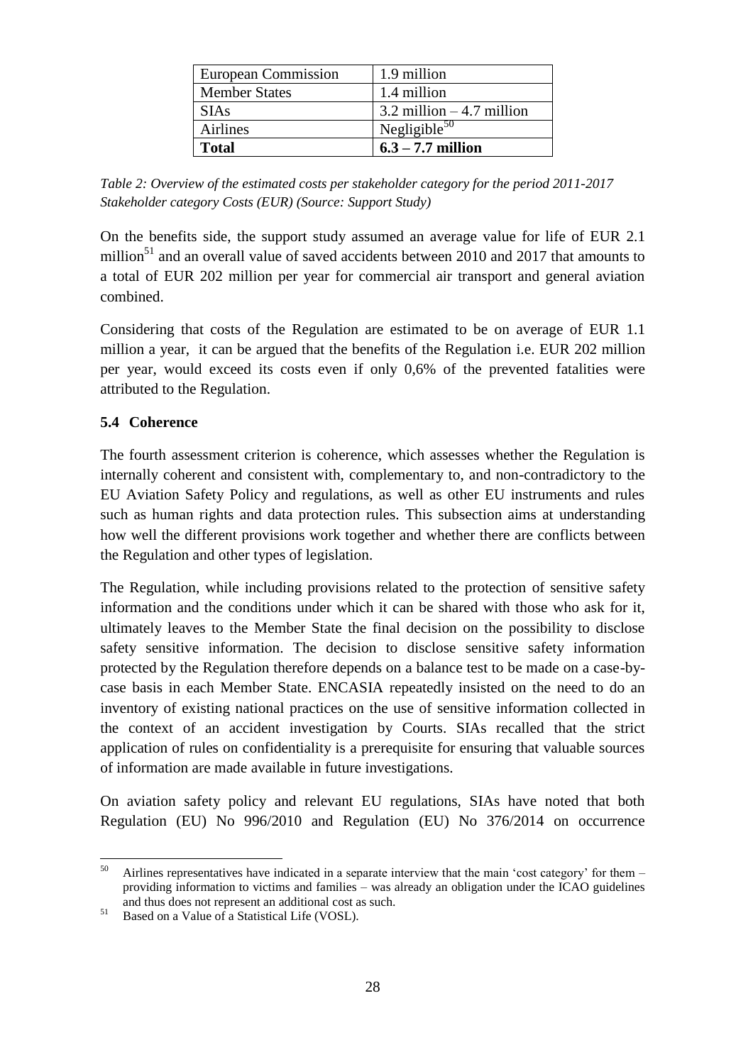| European Commission | 1.9 million |
|---|---|
| Member States | 1.4 million |
| SIAs | 3.2 million – 4.7 million |
| Airlines | Negligible[50] |
| **Total** | **6.3 – 7.7 million** |

*Table 2: Overview of the estimated costs per stakeholder category for the period 2011-2017 Stakeholder category Costs (EUR) (Source: Support Study)*

On the benefits side, the support study assumed an average value for life of EUR 2.1 million[51] and an overall value of saved accidents between 2010 and 2017 that amounts to a total of EUR 202 million per year for commercial air transport and general aviation combined.

Considering that costs of the Regulation are estimated to be on average of EUR 1.1 million a year, it can be argued that the benefits of the Regulation i.e. EUR 202 million per year, would exceed its costs even if only 0,6% of the prevented fatalities were attributed to the Regulation.

### 5.4 Coherence

The fourth assessment criterion is coherence, which assesses whether the Regulation is internally coherent and consistent with, complementary to, and non-contradictory to the EU Aviation Safety Policy and regulations, as well as other EU instruments and rules such as human rights and data protection rules. This subsection aims at understanding how well the different provisions work together and whether there are conflicts between the Regulation and other types of legislation.

The Regulation, while including provisions related to the protection of sensitive safety information and the conditions under which it can be shared with those who ask for it, ultimately leaves to the Member State the final decision on the possibility to disclose safety sensitive information. The decision to disclose sensitive safety information protected by the Regulation therefore depends on a balance test to be made on a case-by-case basis in each Member State. ENCASIA repeatedly insisted on the need to do an inventory of existing national practices on the use of sensitive information collected in the context of an accident investigation by Courts. SIAs recalled that the strict application of rules on confidentiality is a prerequisite for ensuring that valuable sources of information are made available in future investigations.

On aviation safety policy and relevant EU regulations, SIAs have noted that both Regulation (EU) No 996/2010 and Regulation (EU) No 376/2014 on occurrence

---

[50] Airlines representatives have indicated in a separate interview that the main 'cost category' for them – providing information to victims and families – was already an obligation under the ICAO guidelines and thus does not represent an additional cost as such.

[51] Based on a Value of a Statistical Life (VOSL).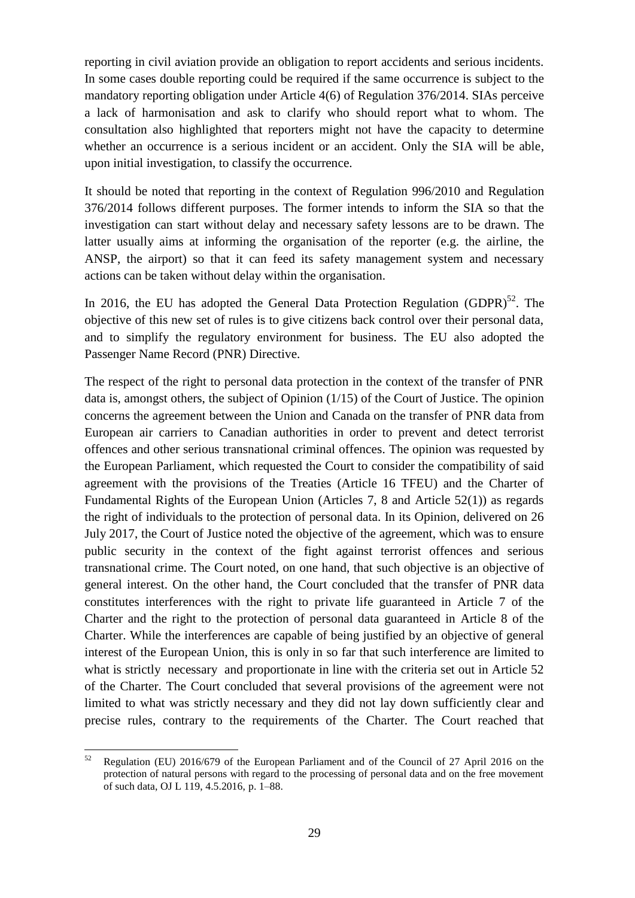reporting in civil aviation provide an obligation to report accidents and serious incidents. In some cases double reporting could be required if the same occurrence is subject to the mandatory reporting obligation under Article 4(6) of Regulation 376/2014. SIAs perceive a lack of harmonisation and ask to clarify who should report what to whom. The consultation also highlighted that reporters might not have the capacity to determine whether an occurrence is a serious incident or an accident. Only the SIA will be able, upon initial investigation, to classify the occurrence.

It should be noted that reporting in the context of Regulation 996/2010 and Regulation 376/2014 follows different purposes. The former intends to inform the SIA so that the investigation can start without delay and necessary safety lessons are to be drawn. The latter usually aims at informing the organisation of the reporter (e.g. the airline, the ANSP, the airport) so that it can feed its safety management system and necessary actions can be taken without delay within the organisation.

In 2016, the EU has adopted the General Data Protection Regulation (GDPR)[52]. The objective of this new set of rules is to give citizens back control over their personal data, and to simplify the regulatory environment for business. The EU also adopted the Passenger Name Record (PNR) Directive.

The respect of the right to personal data protection in the context of the transfer of PNR data is, amongst others, the subject of Opinion (1/15) of the Court of Justice. The opinion concerns the agreement between the Union and Canada on the transfer of PNR data from European air carriers to Canadian authorities in order to prevent and detect terrorist offences and other serious transnational criminal offences. The opinion was requested by the European Parliament, which requested the Court to consider the compatibility of said agreement with the provisions of the Treaties (Article 16 TFEU) and the Charter of Fundamental Rights of the European Union (Articles 7, 8 and Article 52(1)) as regards the right of individuals to the protection of personal data. In its Opinion, delivered on 26 July 2017, the Court of Justice noted the objective of the agreement, which was to ensure public security in the context of the fight against terrorist offences and serious transnational crime. The Court noted, on one hand, that such objective is an objective of general interest. On the other hand, the Court concluded that the transfer of PNR data constitutes interferences with the right to private life guaranteed in Article 7 of the Charter and the right to the protection of personal data guaranteed in Article 8 of the Charter. While the interferences are capable of being justified by an objective of general interest of the European Union, this is only in so far that such interference are limited to what is strictly necessary and proportionate in line with the criteria set out in Article 52 of the Charter. The Court concluded that several provisions of the agreement were not limited to what was strictly necessary and they did not lay down sufficiently clear and precise rules, contrary to the requirements of the Charter. The Court reached that

---

[52] Regulation (EU) 2016/679 of the European Parliament and of the Council of 27 April 2016 on the protection of natural persons with regard to the processing of personal data and on the free movement of such data, OJ L 119, 4.5.2016, p. 1–88.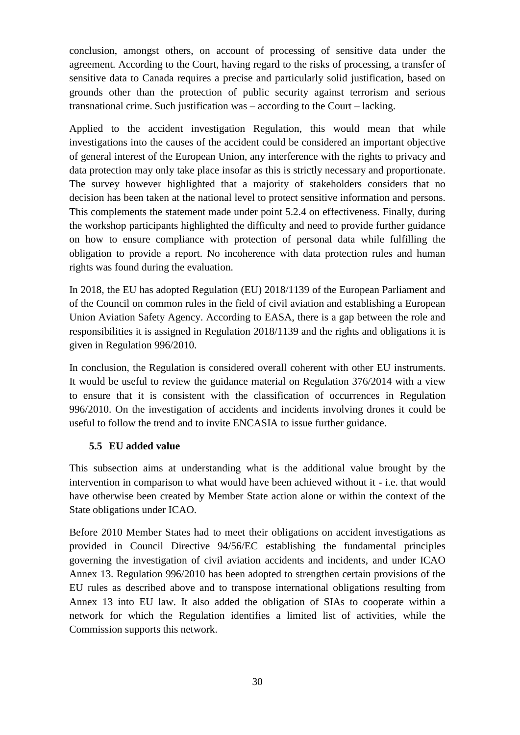conclusion, amongst others, on account of processing of sensitive data under the agreement. According to the Court, having regard to the risks of processing, a transfer of sensitive data to Canada requires a precise and particularly solid justification, based on grounds other than the protection of public security against terrorism and serious transnational crime. Such justification was – according to the Court – lacking.

Applied to the accident investigation Regulation, this would mean that while investigations into the causes of the accident could be considered an important objective of general interest of the European Union, any interference with the rights to privacy and data protection may only take place insofar as this is strictly necessary and proportionate. The survey however highlighted that a majority of stakeholders considers that no decision has been taken at the national level to protect sensitive information and persons. This complements the statement made under point 5.2.4 on effectiveness. Finally, during the workshop participants highlighted the difficulty and need to provide further guidance on how to ensure compliance with protection of personal data while fulfilling the obligation to provide a report. No incoherence with data protection rules and human rights was found during the evaluation.

In 2018, the EU has adopted Regulation (EU) 2018/1139 of the European Parliament and of the Council on common rules in the field of civil aviation and establishing a European Union Aviation Safety Agency. According to EASA, there is a gap between the role and responsibilities it is assigned in Regulation 2018/1139 and the rights and obligations it is given in Regulation 996/2010.

In conclusion, the Regulation is considered overall coherent with other EU instruments. It would be useful to review the guidance material on Regulation 376/2014 with a view to ensure that it is consistent with the classification of occurrences in Regulation 996/2010. On the investigation of accidents and incidents involving drones it could be useful to follow the trend and to invite ENCASIA to issue further guidance.

### 5.5 EU added value

This subsection aims at understanding what is the additional value brought by the intervention in comparison to what would have been achieved without it - i.e. that would have otherwise been created by Member State action alone or within the context of the State obligations under ICAO.

Before 2010 Member States had to meet their obligations on accident investigations as provided in Council Directive 94/56/EC establishing the fundamental principles governing the investigation of civil aviation accidents and incidents, and under ICAO Annex 13. Regulation 996/2010 has been adopted to strengthen certain provisions of the EU rules as described above and to transpose international obligations resulting from Annex 13 into EU law. It also added the obligation of SIAs to cooperate within a network for which the Regulation identifies a limited list of activities, while the Commission supports this network.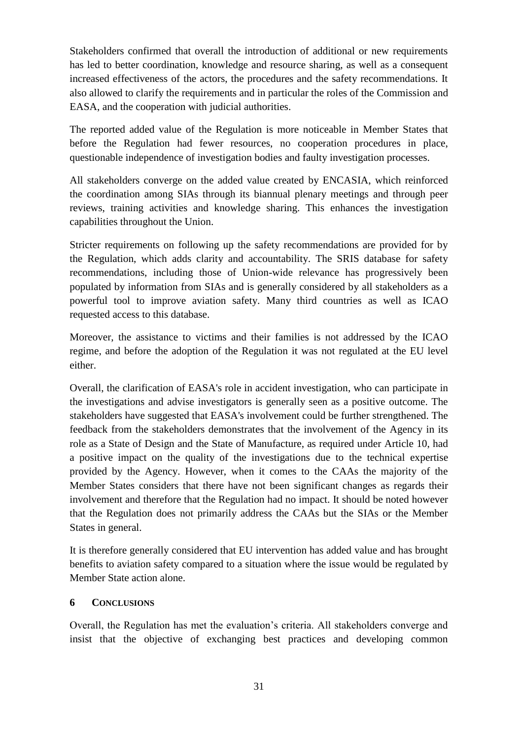Stakeholders confirmed that overall the introduction of additional or new requirements has led to better coordination, knowledge and resource sharing, as well as a consequent increased effectiveness of the actors, the procedures and the safety recommendations. It also allowed to clarify the requirements and in particular the roles of the Commission and EASA, and the cooperation with judicial authorities.

The reported added value of the Regulation is more noticeable in Member States that before the Regulation had fewer resources, no cooperation procedures in place, questionable independence of investigation bodies and faulty investigation processes.

All stakeholders converge on the added value created by ENCASIA, which reinforced the coordination among SIAs through its biannual plenary meetings and through peer reviews, training activities and knowledge sharing. This enhances the investigation capabilities throughout the Union.

Stricter requirements on following up the safety recommendations are provided for by the Regulation, which adds clarity and accountability. The SRIS database for safety recommendations, including those of Union-wide relevance has progressively been populated by information from SIAs and is generally considered by all stakeholders as a powerful tool to improve aviation safety. Many third countries as well as ICAO requested access to this database.

Moreover, the assistance to victims and their families is not addressed by the ICAO regime, and before the adoption of the Regulation it was not regulated at the EU level either.

Overall, the clarification of EASA's role in accident investigation, who can participate in the investigations and advise investigators is generally seen as a positive outcome. The stakeholders have suggested that EASA's involvement could be further strengthened. The feedback from the stakeholders demonstrates that the involvement of the Agency in its role as a State of Design and the State of Manufacture, as required under Article 10, had a positive impact on the quality of the investigations due to the technical expertise provided by the Agency. However, when it comes to the CAAs the majority of the Member States considers that there have not been significant changes as regards their involvement and therefore that the Regulation had no impact. It should be noted however that the Regulation does not primarily address the CAAs but the SIAs or the Member States in general.

It is therefore generally considered that EU intervention has added value and has brought benefits to aviation safety compared to a situation where the issue would be regulated by Member State action alone.

## 6 CONCLUSIONS

Overall, the Regulation has met the evaluation's criteria. All stakeholders converge and insist that the objective of exchanging best practices and developing common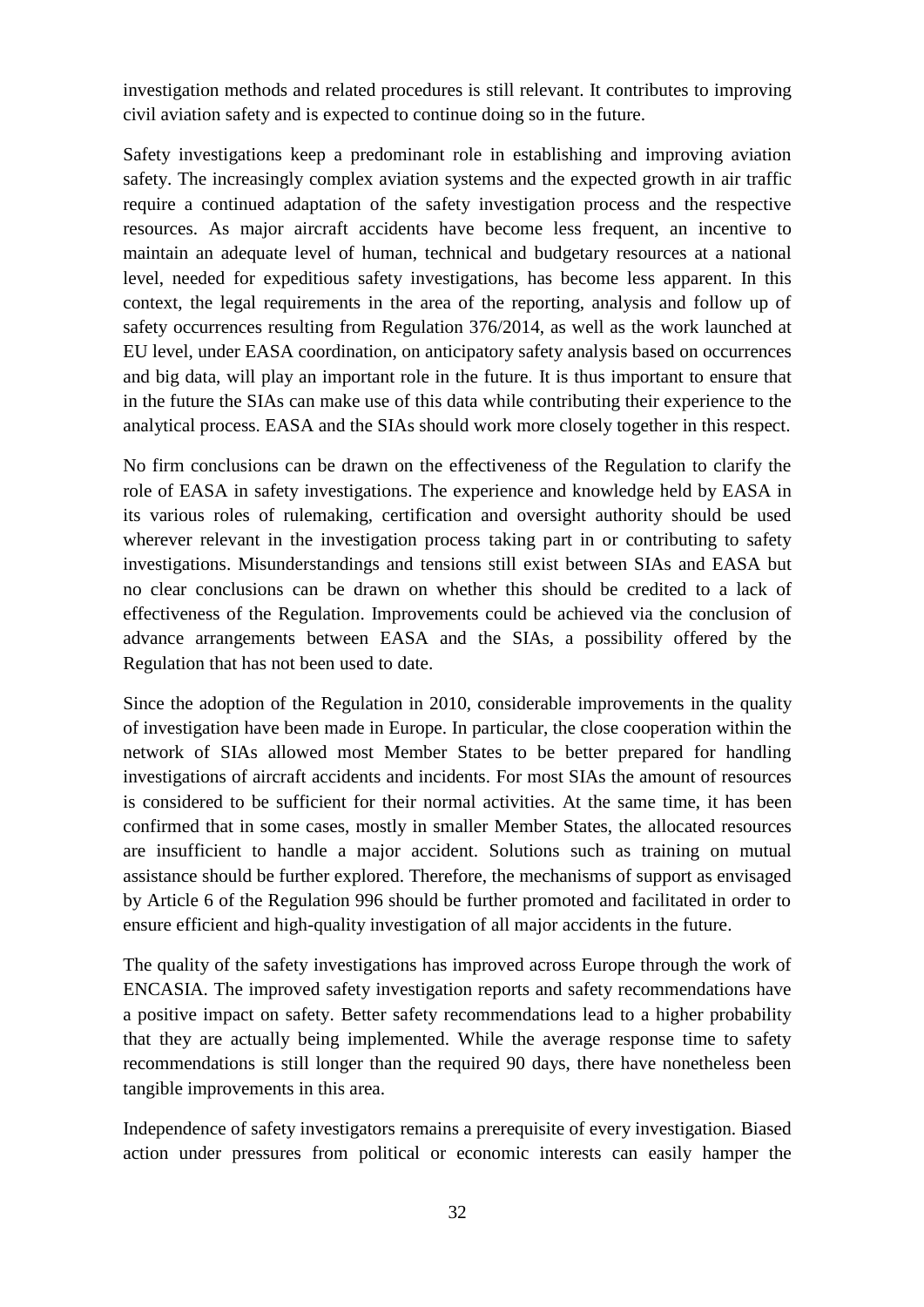investigation methods and related procedures is still relevant. It contributes to improving civil aviation safety and is expected to continue doing so in the future.

Safety investigations keep a predominant role in establishing and improving aviation safety. The increasingly complex aviation systems and the expected growth in air traffic require a continued adaptation of the safety investigation process and the respective resources. As major aircraft accidents have become less frequent, an incentive to maintain an adequate level of human, technical and budgetary resources at a national level, needed for expeditious safety investigations, has become less apparent. In this context, the legal requirements in the area of the reporting, analysis and follow up of safety occurrences resulting from Regulation 376/2014, as well as the work launched at EU level, under EASA coordination, on anticipatory safety analysis based on occurrences and big data, will play an important role in the future. It is thus important to ensure that in the future the SIAs can make use of this data while contributing their experience to the analytical process. EASA and the SIAs should work more closely together in this respect.

No firm conclusions can be drawn on the effectiveness of the Regulation to clarify the role of EASA in safety investigations. The experience and knowledge held by EASA in its various roles of rulemaking, certification and oversight authority should be used wherever relevant in the investigation process taking part in or contributing to safety investigations. Misunderstandings and tensions still exist between SIAs and EASA but no clear conclusions can be drawn on whether this should be credited to a lack of effectiveness of the Regulation. Improvements could be achieved via the conclusion of advance arrangements between EASA and the SIAs, a possibility offered by the Regulation that has not been used to date.

Since the adoption of the Regulation in 2010, considerable improvements in the quality of investigation have been made in Europe. In particular, the close cooperation within the network of SIAs allowed most Member States to be better prepared for handling investigations of aircraft accidents and incidents. For most SIAs the amount of resources is considered to be sufficient for their normal activities. At the same time, it has been confirmed that in some cases, mostly in smaller Member States, the allocated resources are insufficient to handle a major accident. Solutions such as training on mutual assistance should be further explored. Therefore, the mechanisms of support as envisaged by Article 6 of the Regulation 996 should be further promoted and facilitated in order to ensure efficient and high-quality investigation of all major accidents in the future.

The quality of the safety investigations has improved across Europe through the work of ENCASIA. The improved safety investigation reports and safety recommendations have a positive impact on safety. Better safety recommendations lead to a higher probability that they are actually being implemented. While the average response time to safety recommendations is still longer than the required 90 days, there have nonetheless been tangible improvements in this area.

Independence of safety investigators remains a prerequisite of every investigation. Biased action under pressures from political or economic interests can easily hamper the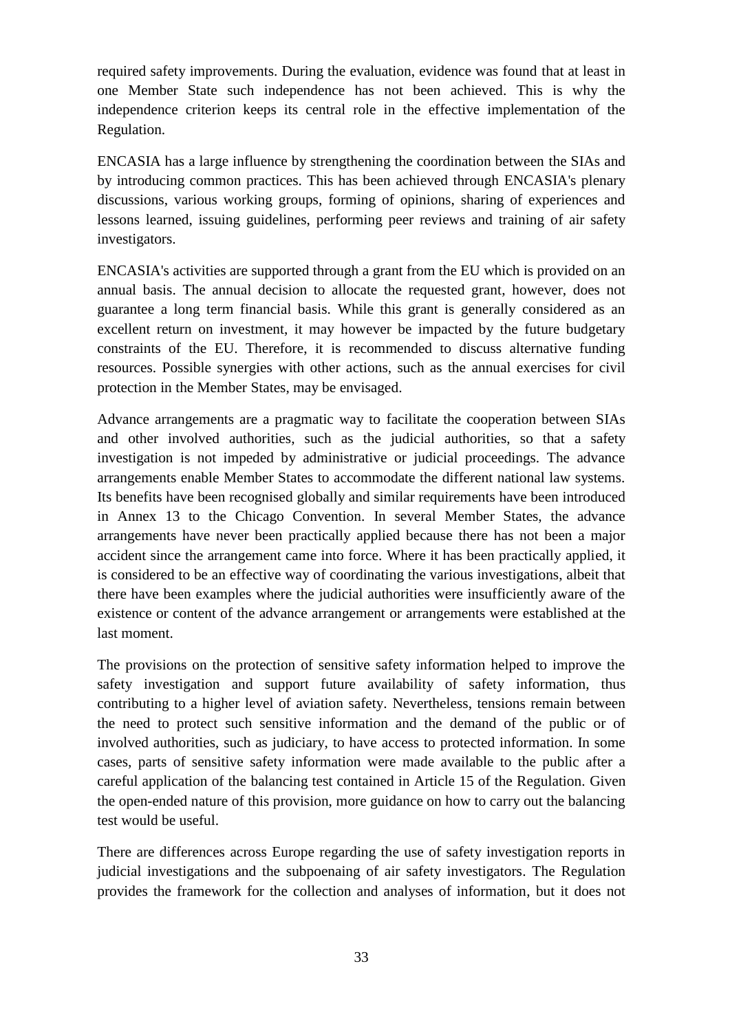required safety improvements. During the evaluation, evidence was found that at least in one Member State such independence has not been achieved. This is why the independence criterion keeps its central role in the effective implementation of the Regulation.

ENCASIA has a large influence by strengthening the coordination between the SIAs and by introducing common practices. This has been achieved through ENCASIA's plenary discussions, various working groups, forming of opinions, sharing of experiences and lessons learned, issuing guidelines, performing peer reviews and training of air safety investigators.

ENCASIA's activities are supported through a grant from the EU which is provided on an annual basis. The annual decision to allocate the requested grant, however, does not guarantee a long term financial basis. While this grant is generally considered as an excellent return on investment, it may however be impacted by the future budgetary constraints of the EU. Therefore, it is recommended to discuss alternative funding resources. Possible synergies with other actions, such as the annual exercises for civil protection in the Member States, may be envisaged.

Advance arrangements are a pragmatic way to facilitate the cooperation between SIAs and other involved authorities, such as the judicial authorities, so that a safety investigation is not impeded by administrative or judicial proceedings. The advance arrangements enable Member States to accommodate the different national law systems. Its benefits have been recognised globally and similar requirements have been introduced in Annex 13 to the Chicago Convention. In several Member States, the advance arrangements have never been practically applied because there has not been a major accident since the arrangement came into force. Where it has been practically applied, it is considered to be an effective way of coordinating the various investigations, albeit that there have been examples where the judicial authorities were insufficiently aware of the existence or content of the advance arrangement or arrangements were established at the last moment.

The provisions on the protection of sensitive safety information helped to improve the safety investigation and support future availability of safety information, thus contributing to a higher level of aviation safety. Nevertheless, tensions remain between the need to protect such sensitive information and the demand of the public or of involved authorities, such as judiciary, to have access to protected information. In some cases, parts of sensitive safety information were made available to the public after a careful application of the balancing test contained in Article 15 of the Regulation. Given the open-ended nature of this provision, more guidance on how to carry out the balancing test would be useful.

There are differences across Europe regarding the use of safety investigation reports in judicial investigations and the subpoenaing of air safety investigators. The Regulation provides the framework for the collection and analyses of information, but it does not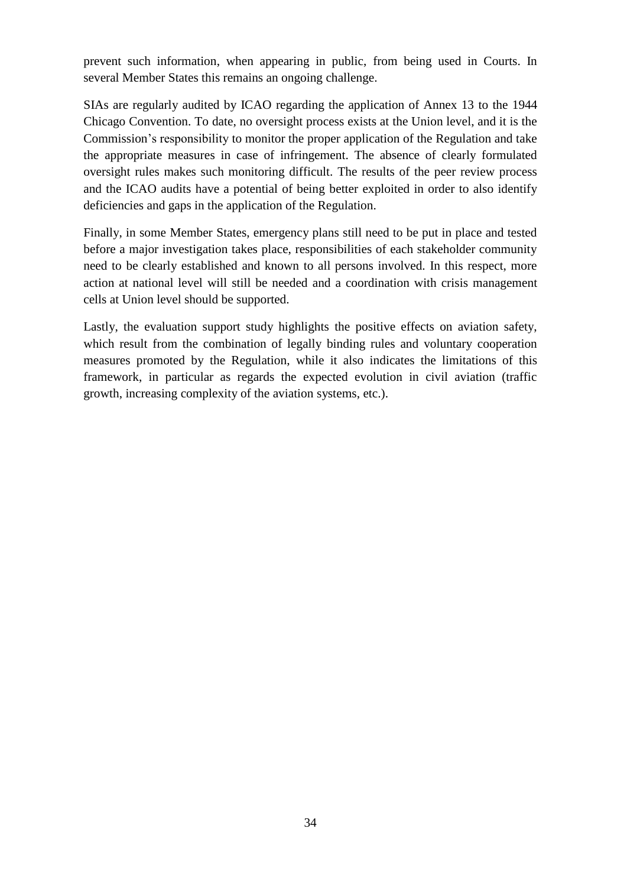prevent such information, when appearing in public, from being used in Courts. In several Member States this remains an ongoing challenge.

SIAs are regularly audited by ICAO regarding the application of Annex 13 to the 1944 Chicago Convention. To date, no oversight process exists at the Union level, and it is the Commission's responsibility to monitor the proper application of the Regulation and take the appropriate measures in case of infringement. The absence of clearly formulated oversight rules makes such monitoring difficult. The results of the peer review process and the ICAO audits have a potential of being better exploited in order to also identify deficiencies and gaps in the application of the Regulation.

Finally, in some Member States, emergency plans still need to be put in place and tested before a major investigation takes place, responsibilities of each stakeholder community need to be clearly established and known to all persons involved. In this respect, more action at national level will still be needed and a coordination with crisis management cells at Union level should be supported.

Lastly, the evaluation support study highlights the positive effects on aviation safety, which result from the combination of legally binding rules and voluntary cooperation measures promoted by the Regulation, while it also indicates the limitations of this framework, in particular as regards the expected evolution in civil aviation (traffic growth, increasing complexity of the aviation systems, etc.).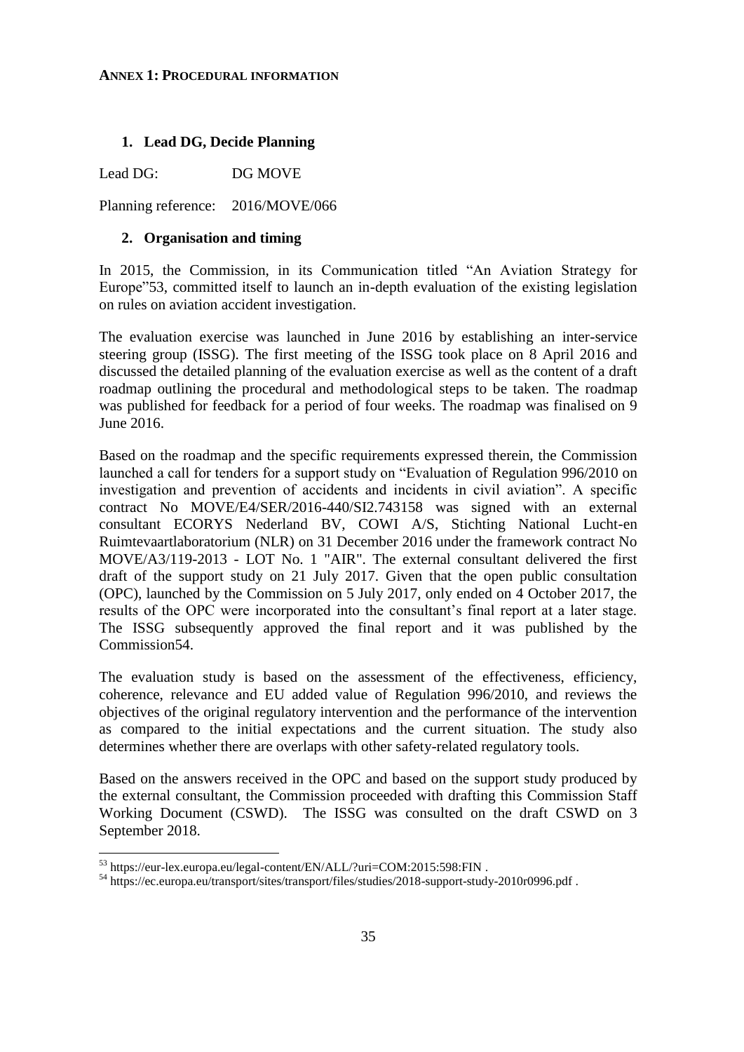# ANNEX 1: PROCEDURAL INFORMATION

## 1. Lead DG, Decide Planning

Lead DG: DG MOVE

Planning reference: 2016/MOVE/066

## 2. Organisation and timing

In 2015, the Commission, in its Communication titled "An Aviation Strategy for Europe"[53], committed itself to launch an in-depth evaluation of the existing legislation on rules on aviation accident investigation.

The evaluation exercise was launched in June 2016 by establishing an inter-service steering group (ISSG). The first meeting of the ISSG took place on 8 April 2016 and discussed the detailed planning of the evaluation exercise as well as the content of a draft roadmap outlining the procedural and methodological steps to be taken. The roadmap was published for feedback for a period of four weeks. The roadmap was finalised on 9 June 2016.

Based on the roadmap and the specific requirements expressed therein, the Commission launched a call for tenders for a support study on "Evaluation of Regulation 996/2010 on investigation and prevention of accidents and incidents in civil aviation". A specific contract No MOVE/E4/SER/2016-440/SI2.743158 was signed with an external consultant ECORYS Nederland BV, COWI A/S, Stichting National Lucht-en Ruimtevaartlaboratorium (NLR) on 31 December 2016 under the framework contract No MOVE/A3/119-2013 - LOT No. 1 "AIR". The external consultant delivered the first draft of the support study on 21 July 2017. Given that the open public consultation (OPC), launched by the Commission on 5 July 2017, only ended on 4 October 2017, the results of the OPC were incorporated into the consultant's final report at a later stage. The ISSG subsequently approved the final report and it was published by the Commission[54].

The evaluation study is based on the assessment of the effectiveness, efficiency, coherence, relevance and EU added value of Regulation 996/2010, and reviews the objectives of the original regulatory intervention and the performance of the intervention as compared to the initial expectations and the current situation. The study also determines whether there are overlaps with other safety-related regulatory tools.

Based on the answers received in the OPC and based on the support study produced by the external consultant, the Commission proceeded with drafting this Commission Staff Working Document (CSWD). The ISSG was consulted on the draft CSWD on 3 September 2018.

---

[53] https://eur-lex.europa.eu/legal-content/EN/ALL/?uri=COM:2015:598:FIN .

[54] https://ec.europa.eu/transport/sites/transport/files/studies/2018-support-study-2010r0996.pdf .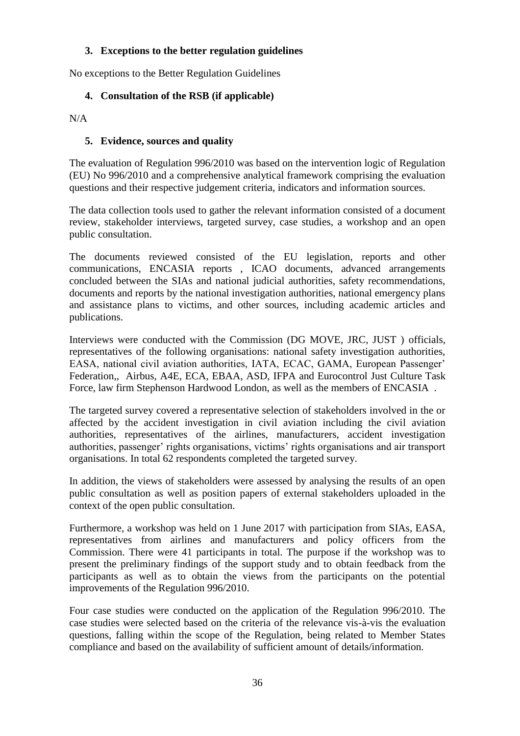### 3. Exceptions to the better regulation guidelines

No exceptions to the Better Regulation Guidelines

### 4. Consultation of the RSB (if applicable)

N/A

### 5. Evidence, sources and quality

The evaluation of Regulation 996/2010 was based on the intervention logic of Regulation (EU) No 996/2010 and a comprehensive analytical framework comprising the evaluation questions and their respective judgement criteria, indicators and information sources.

The data collection tools used to gather the relevant information consisted of a document review, stakeholder interviews, targeted survey, case studies, a workshop and an open public consultation.

The documents reviewed consisted of the EU legislation, reports and other communications, ENCASIA reports , ICAO documents, advanced arrangements concluded between the SIAs and national judicial authorities, safety recommendations, documents and reports by the national investigation authorities, national emergency plans and assistance plans to victims, and other sources, including academic articles and publications.

Interviews were conducted with the Commission (DG MOVE, JRC, JUST ) officials, representatives of the following organisations: national safety investigation authorities, EASA, national civil aviation authorities, IATA, ECAC, GAMA, European Passenger' Federation,, Airbus, A4E, ECA, EBAA, ASD, IFPA and Eurocontrol Just Culture Task Force, law firm Stephenson Hardwood London, as well as the members of ENCASIA .

The targeted survey covered a representative selection of stakeholders involved in the or affected by the accident investigation in civil aviation including the civil aviation authorities, representatives of the airlines, manufacturers, accident investigation authorities, passenger' rights organisations, victims' rights organisations and air transport organisations. In total 62 respondents completed the targeted survey.

In addition, the views of stakeholders were assessed by analysing the results of an open public consultation as well as position papers of external stakeholders uploaded in the context of the open public consultation.

Furthermore, a workshop was held on 1 June 2017 with participation from SIAs, EASA, representatives from airlines and manufacturers and policy officers from the Commission. There were 41 participants in total. The purpose if the workshop was to present the preliminary findings of the support study and to obtain feedback from the participants as well as to obtain the views from the participants on the potential improvements of the Regulation 996/2010.

Four case studies were conducted on the application of the Regulation 996/2010. The case studies were selected based on the criteria of the relevance vis-à-vis the evaluation questions, falling within the scope of the Regulation, being related to Member States compliance and based on the availability of sufficient amount of details/information.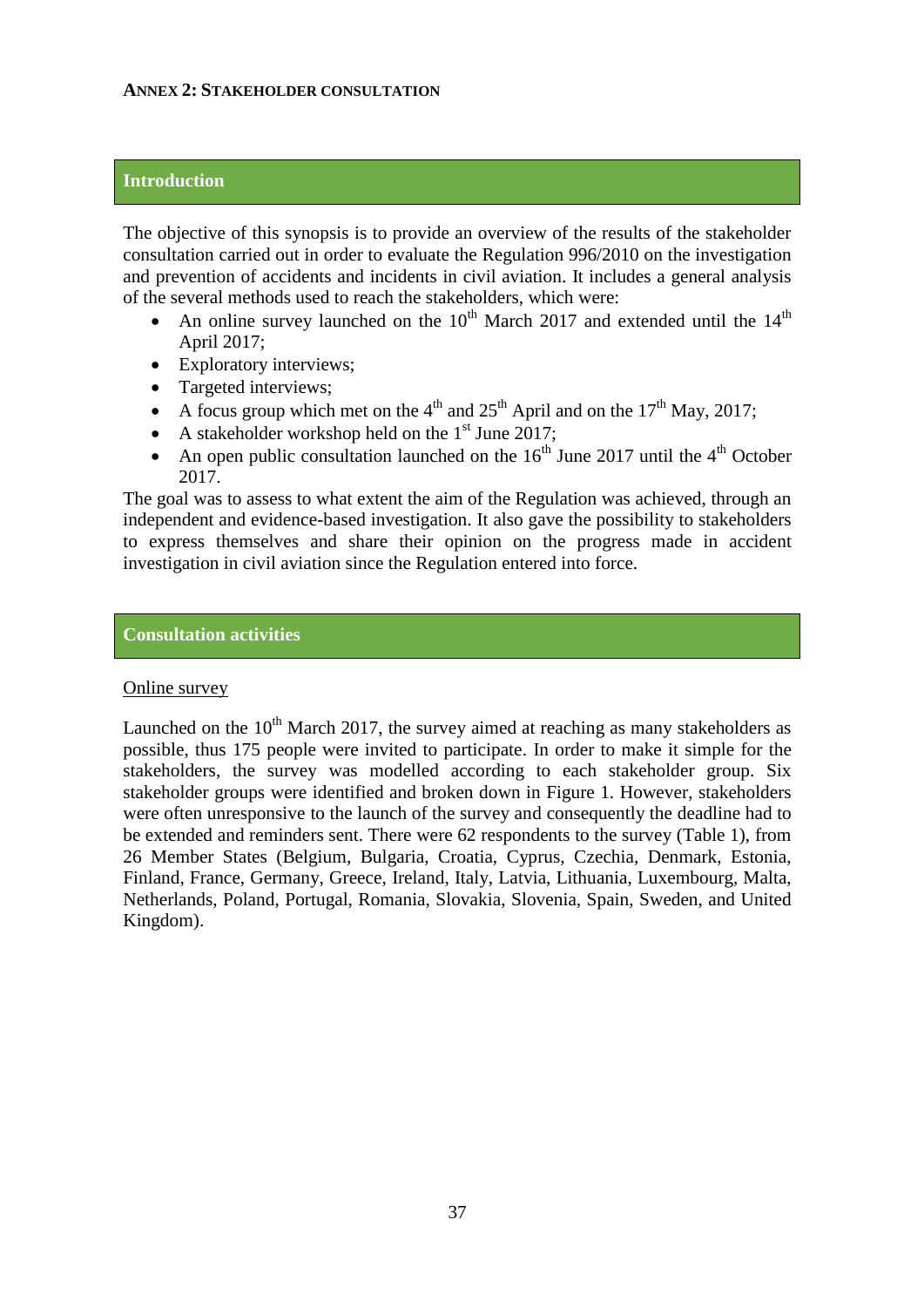**ANNEX 2: STAKEHOLDER CONSULTATION**

## Introduction

The objective of this synopsis is to provide an overview of the results of the stakeholder consultation carried out in order to evaluate the Regulation 996/2010 on the investigation and prevention of accidents and incidents in civil aviation. It includes a general analysis of the several methods used to reach the stakeholders, which were:

- An online survey launched on the 10th March 2017 and extended until the 14th April 2017;
- Exploratory interviews;
- Targeted interviews;
- A focus group which met on the 4th and 25th April and on the 17th May, 2017;
- A stakeholder workshop held on the 1st June 2017;
- An open public consultation launched on the 16th June 2017 until the 4th October 2017.

The goal was to assess to what extent the aim of the Regulation was achieved, through an independent and evidence-based investigation. It also gave the possibility to stakeholders to express themselves and share their opinion on the progress made in accident investigation in civil aviation since the Regulation entered into force.

## Consultation activities

Online survey

Launched on the 10th March 2017, the survey aimed at reaching as many stakeholders as possible, thus 175 people were invited to participate. In order to make it simple for the stakeholders, the survey was modelled according to each stakeholder group. Six stakeholder groups were identified and broken down in Figure 1. However, stakeholders were often unresponsive to the launch of the survey and consequently the deadline had to be extended and reminders sent. There were 62 respondents to the survey (Table 1), from 26 Member States (Belgium, Bulgaria, Croatia, Cyprus, Czechia, Denmark, Estonia, Finland, France, Germany, Greece, Ireland, Italy, Latvia, Lithuania, Luxembourg, Malta, Netherlands, Poland, Portugal, Romania, Slovakia, Slovenia, Spain, Sweden, and United Kingdom).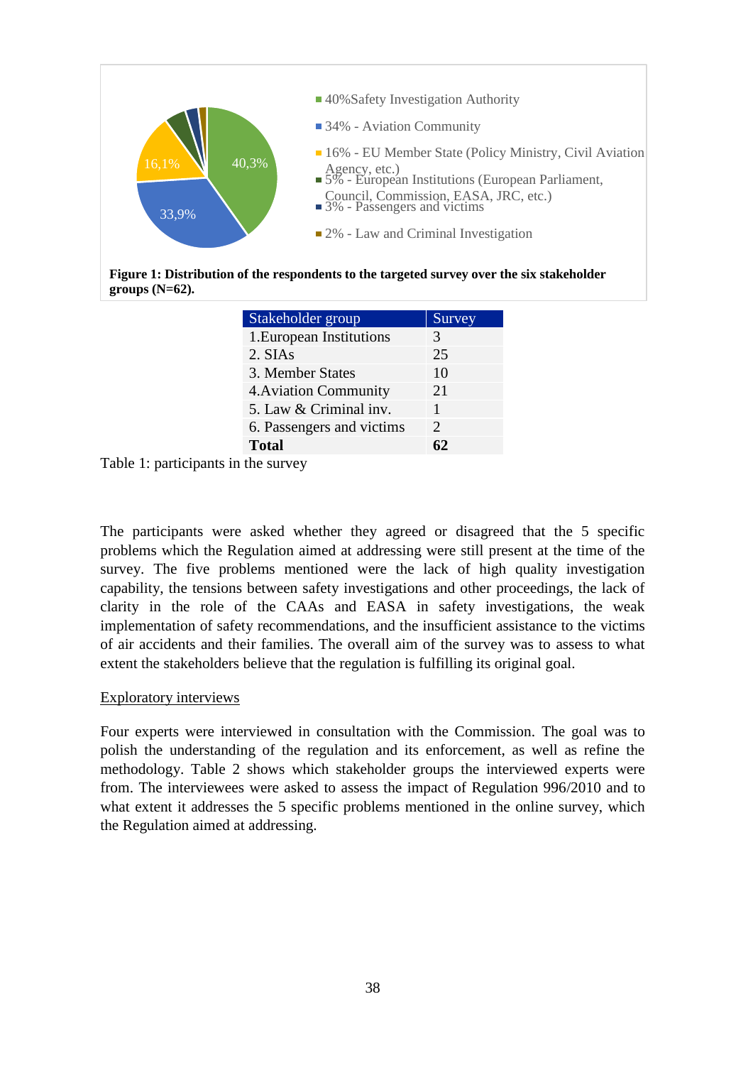- 40%Safety Investigation Authority
- 34% - Aviation Community
- 16% - EU Member State (Policy Ministry, Civil Aviation Agency, etc.)
- 5% - European Institutions (European Parliament, Council, Commission, EASA, JRC, etc.)
- 3% - Passengers and victims
- 2% - Law and Criminal Investigation

**Figure 1: Distribution of the respondents to the targeted survey over the six stakeholder groups (N=62).**

| Stakeholder group | Survey |
|---|---|
| 1.European Institutions | 3 |
| 2. SIAs | 25 |
| 3. Member States | 10 |
| 4.Aviation Community | 21 |
| 5. Law & Criminal inv. | 1 |
| 6. Passengers and victims | 2 |
| **Total** | **62** |

Table 1: participants in the survey

The participants were asked whether they agreed or disagreed that the 5 specific problems which the Regulation aimed at addressing were still present at the time of the survey. The five problems mentioned were the lack of high quality investigation capability, the tensions between safety investigations and other proceedings, the lack of clarity in the role of the CAAs and EASA in safety investigations, the weak implementation of safety recommendations, and the insufficient assistance to the victims of air accidents and their families. The overall aim of the survey was to assess to what extent the stakeholders believe that the regulation is fulfilling its original goal.

Exploratory interviews

Four experts were interviewed in consultation with the Commission. The goal was to polish the understanding of the regulation and its enforcement, as well as refine the methodology. Table 2 shows which stakeholder groups the interviewed experts were from. The interviewees were asked to assess the impact of Regulation 996/2010 and to what extent it addresses the 5 specific problems mentioned in the online survey, which the Regulation aimed at addressing.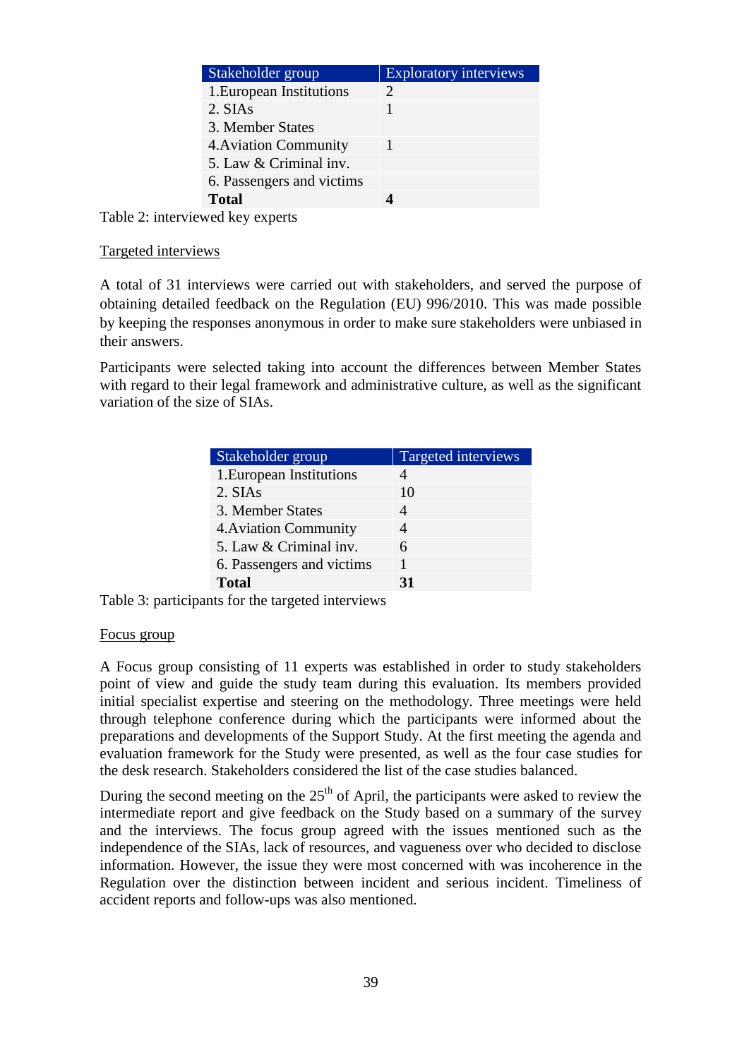| Stakeholder group | Exploratory interviews |
|---|---|
| 1.European Institutions | 2 |
| 2. SIAs | 1 |
| 3. Member States | |
| 4.Aviation Community | 1 |
| 5. Law & Criminal inv. | |
| 6. Passengers and victims | |
| **Total** | **4** |

Table 2: interviewed key experts

Targeted interviews

A total of 31 interviews were carried out with stakeholders, and served the purpose of obtaining detailed feedback on the Regulation (EU) 996/2010. This was made possible by keeping the responses anonymous in order to make sure stakeholders were unbiased in their answers.

Participants were selected taking into account the differences between Member States with regard to their legal framework and administrative culture, as well as the significant variation of the size of SIAs.

| Stakeholder group | Targeted interviews |
|---|---|
| 1.European Institutions | 4 |
| 2. SIAs | 10 |
| 3. Member States | 4 |
| 4.Aviation Community | 4 |
| 5. Law & Criminal inv. | 6 |
| 6. Passengers and victims | 1 |
| **Total** | **31** |

Table 3: participants for the targeted interviews

Focus group

A Focus group consisting of 11 experts was established in order to study stakeholders point of view and guide the study team during this evaluation. Its members provided initial specialist expertise and steering on the methodology. Three meetings were held through telephone conference during which the participants were informed about the preparations and developments of the Support Study. At the first meeting the agenda and evaluation framework for the Study were presented, as well as the four case studies for the desk research. Stakeholders considered the list of the case studies balanced.

During the second meeting on the 25th of April, the participants were asked to review the intermediate report and give feedback on the Study based on a summary of the survey and the interviews. The focus group agreed with the issues mentioned such as the independence of the SIAs, lack of resources, and vagueness over who decided to disclose information. However, the issue they were most concerned with was incoherence in the Regulation over the distinction between incident and serious incident. Timeliness of accident reports and follow-ups was also mentioned.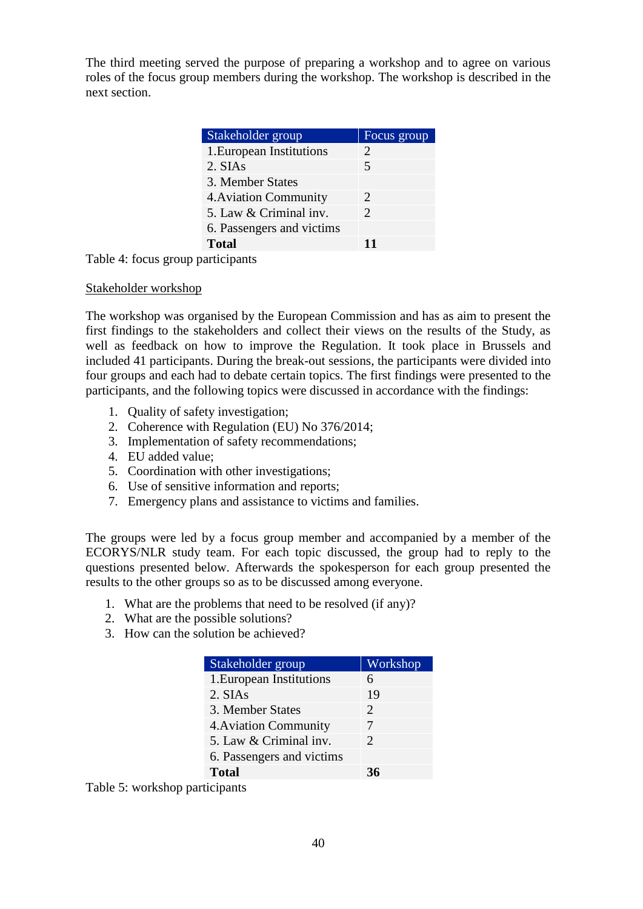The third meeting served the purpose of preparing a workshop and to agree on various roles of the focus group members during the workshop. The workshop is described in the next section.

| Stakeholder group | Focus group |
|---|---|
| 1.European Institutions | 2 |
| 2. SIAs | 5 |
| 3. Member States | |
| 4.Aviation Community | 2 |
| 5. Law & Criminal inv. | 2 |
| 6. Passengers and victims | |
| **Total** | **11** |

Table 4: focus group participants

<u>Stakeholder workshop</u>

The workshop was organised by the European Commission and has as aim to present the first findings to the stakeholders and collect their views on the results of the Study, as well as feedback on how to improve the Regulation. It took place in Brussels and included 41 participants. During the break-out sessions, the participants were divided into four groups and each had to debate certain topics. The first findings were presented to the participants, and the following topics were discussed in accordance with the findings:

1. Quality of safety investigation;
2. Coherence with Regulation (EU) No 376/2014;
3. Implementation of safety recommendations;
4. EU added value;
5. Coordination with other investigations;
6. Use of sensitive information and reports;
7. Emergency plans and assistance to victims and families.

The groups were led by a focus group member and accompanied by a member of the ECORYS/NLR study team. For each topic discussed, the group had to reply to the questions presented below. Afterwards the spokesperson for each group presented the results to the other groups so as to be discussed among everyone.

1. What are the problems that need to be resolved (if any)?
2. What are the possible solutions?
3. How can the solution be achieved?

| Stakeholder group | Workshop |
|---|---|
| 1.European Institutions | 6 |
| 2. SIAs | 19 |
| 3. Member States | 2 |
| 4.Aviation Community | 7 |
| 5. Law & Criminal inv. | 2 |
| 6. Passengers and victims | |
| **Total** | **36** |

Table 5: workshop participants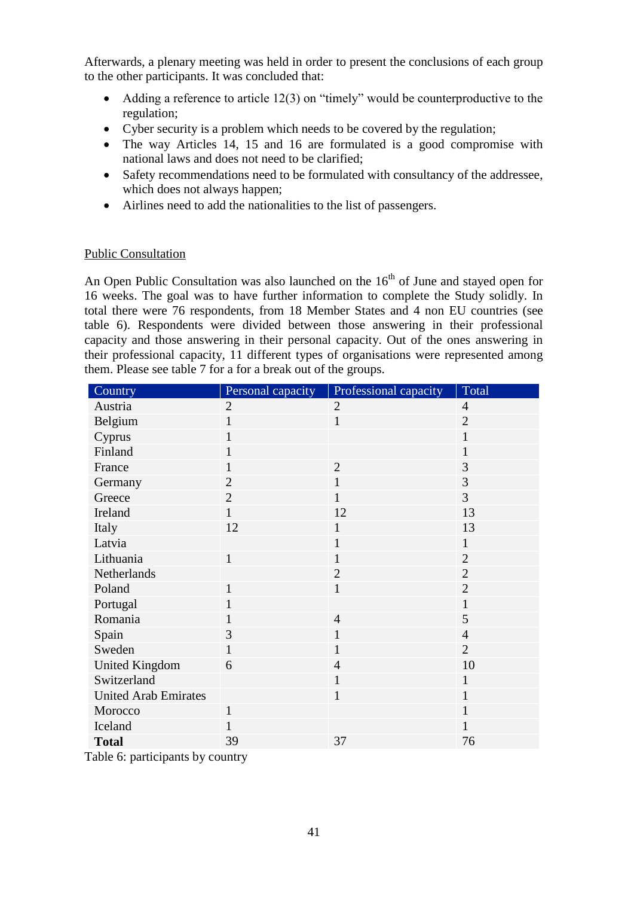Afterwards, a plenary meeting was held in order to present the conclusions of each group to the other participants. It was concluded that:

- Adding a reference to article 12(3) on "timely" would be counterproductive to the regulation;
- Cyber security is a problem which needs to be covered by the regulation;
- The way Articles 14, 15 and 16 are formulated is a good compromise with national laws and does not need to be clarified;
- Safety recommendations need to be formulated with consultancy of the addressee, which does not always happen;
- Airlines need to add the nationalities to the list of passengers.

Public Consultation

An Open Public Consultation was also launched on the 16th of June and stayed open for 16 weeks. The goal was to have further information to complete the Study solidly. In total there were 76 respondents, from 18 Member States and 4 non EU countries (see table 6). Respondents were divided between those answering in their professional capacity and those answering in their personal capacity. Out of the ones answering in their professional capacity, 11 different types of organisations were represented among them. Please see table 7 for a for a break out of the groups.

| Country | Personal capacity | Professional capacity | Total |
|---|---|---|---|
| Austria | 2 | 2 | 4 |
| Belgium | 1 | 1 | 2 |
| Cyprus | 1 | | 1 |
| Finland | 1 | | 1 |
| France | 1 | 2 | 3 |
| Germany | 2 | 1 | 3 |
| Greece | 2 | 1 | 3 |
| Ireland | 1 | 12 | 13 |
| Italy | 12 | 1 | 13 |
| Latvia | | 1 | 1 |
| Lithuania | 1 | 1 | 2 |
| Netherlands | | 2 | 2 |
| Poland | 1 | 1 | 2 |
| Portugal | 1 | | 1 |
| Romania | 1 | 4 | 5 |
| Spain | 3 | 1 | 4 |
| Sweden | 1 | 1 | 2 |
| United Kingdom | 6 | 4 | 10 |
| Switzerland | | 1 | 1 |
| United Arab Emirates | | 1 | 1 |
| Morocco | 1 | | 1 |
| Iceland | 1 | | 1 |
| **Total** | 39 | 37 | 76 |

Table 6: participants by country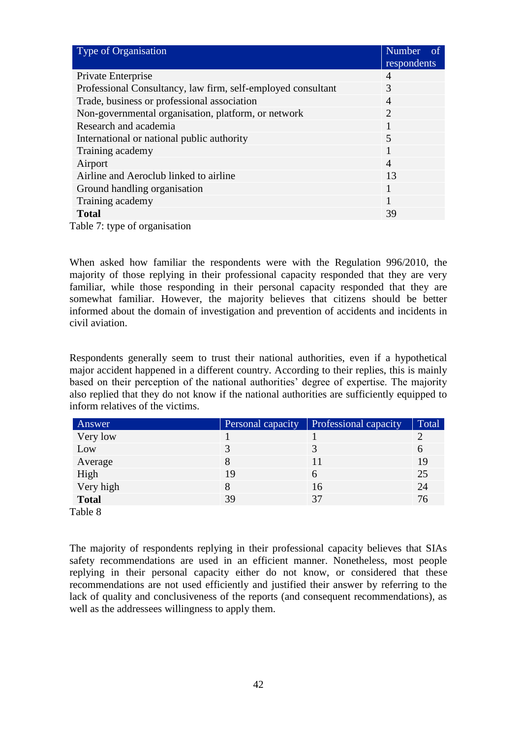| Type of Organisation | Number of respondents |
|---|---|
| Private Enterprise | 4 |
| Professional Consultancy, law firm, self-employed consultant | 3 |
| Trade, business or professional association | 4 |
| Non-governmental organisation, platform, or network | 2 |
| Research and academia | 1 |
| International or national public authority | 5 |
| Training academy | 1 |
| Airport | 4 |
| Airline and Aeroclub linked to airline | 13 |
| Ground handling organisation | 1 |
| Training academy | 1 |
| **Total** | 39 |

Table 7: type of organisation

When asked how familiar the respondents were with the Regulation 996/2010, the majority of those replying in their professional capacity responded that they are very familiar, while those responding in their personal capacity responded that they are somewhat familiar. However, the majority believes that citizens should be better informed about the domain of investigation and prevention of accidents and incidents in civil aviation.

Respondents generally seem to trust their national authorities, even if a hypothetical major accident happened in a different country. According to their replies, this is mainly based on their perception of the national authorities' degree of expertise. The majority also replied that they do not know if the national authorities are sufficiently equipped to inform relatives of the victims.

| Answer | Personal capacity | Professional capacity | Total |
|---|---|---|---|
| Very low | 1 | 1 | 2 |
| Low | 3 | 3 | 6 |
| Average | 8 | 11 | 19 |
| High | 19 | 6 | 25 |
| Very high | 8 | 16 | 24 |
| **Total** | 39 | 37 | 76 |

Table 8

The majority of respondents replying in their professional capacity believes that SIAs safety recommendations are used in an efficient manner. Nonetheless, most people replying in their personal capacity either do not know, or considered that these recommendations are not used efficiently and justified their answer by referring to the lack of quality and conclusiveness of the reports (and consequent recommendations), as well as the addressees willingness to apply them.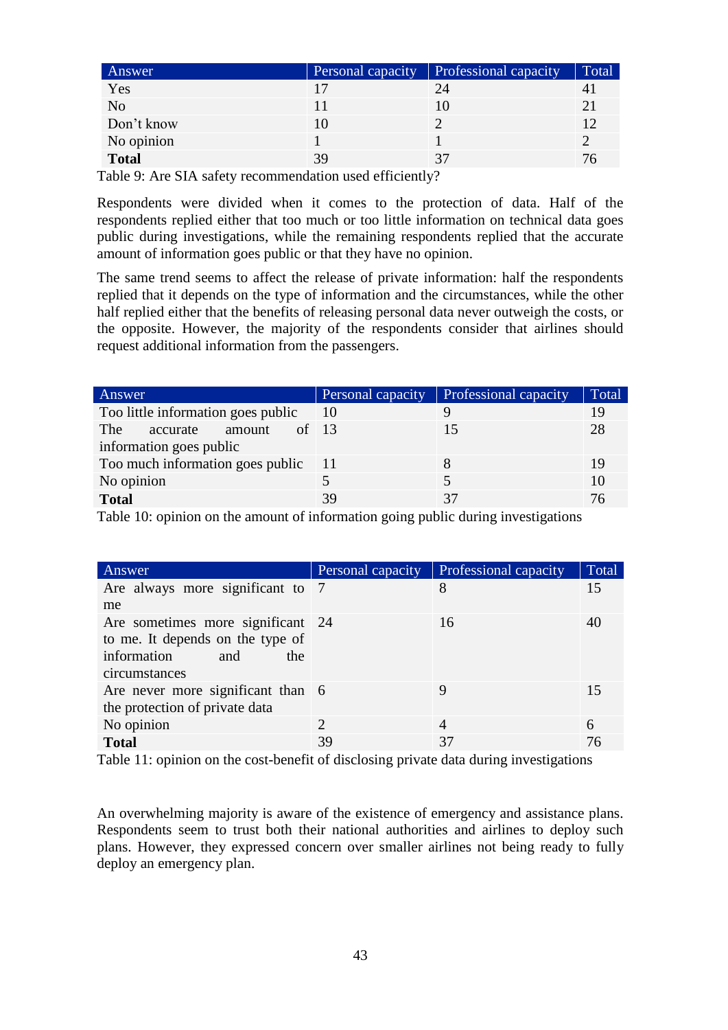| Answer | Personal capacity | Professional capacity | Total |
|---|---|---|---|
| Yes | 17 | 24 | 41 |
| No | 11 | 10 | 21 |
| Don't know | 10 | 2 | 12 |
| No opinion | 1 | 1 | 2 |
| **Total** | 39 | 37 | 76 |

Table 9: Are SIA safety recommendation used efficiently?

Respondents were divided when it comes to the protection of data. Half of the respondents replied either that too much or too little information on technical data goes public during investigations, while the remaining respondents replied that the accurate amount of information goes public or that they have no opinion.

The same trend seems to affect the release of private information: half the respondents replied that it depends on the type of information and the circumstances, while the other half replied either that the benefits of releasing personal data never outweigh the costs, or the opposite. However, the majority of the respondents consider that airlines should request additional information from the passengers.

| Answer | Personal capacity | Professional capacity | Total |
|---|---|---|---|
| Too little information goes public | 10 | 9 | 19 |
| The accurate amount of information goes public | 13 | 15 | 28 |
| Too much information goes public | 11 | 8 | 19 |
| No opinion | 5 | 5 | 10 |
| **Total** | 39 | 37 | 76 |

Table 10: opinion on the amount of information going public during investigations

| Answer | Personal capacity | Professional capacity | Total |
|---|---|---|---|
| Are always more significant to me | 7 | 8 | 15 |
| Are sometimes more significant to me. It depends on the type of information and the circumstances | 24 | 16 | 40 |
| Are never more significant than the protection of private data | 6 | 9 | 15 |
| No opinion | 2 | 4 | 6 |
| **Total** | 39 | 37 | 76 |

Table 11: opinion on the cost-benefit of disclosing private data during investigations

An overwhelming majority is aware of the existence of emergency and assistance plans. Respondents seem to trust both their national authorities and airlines to deploy such plans. However, they expressed concern over smaller airlines not being ready to fully deploy an emergency plan.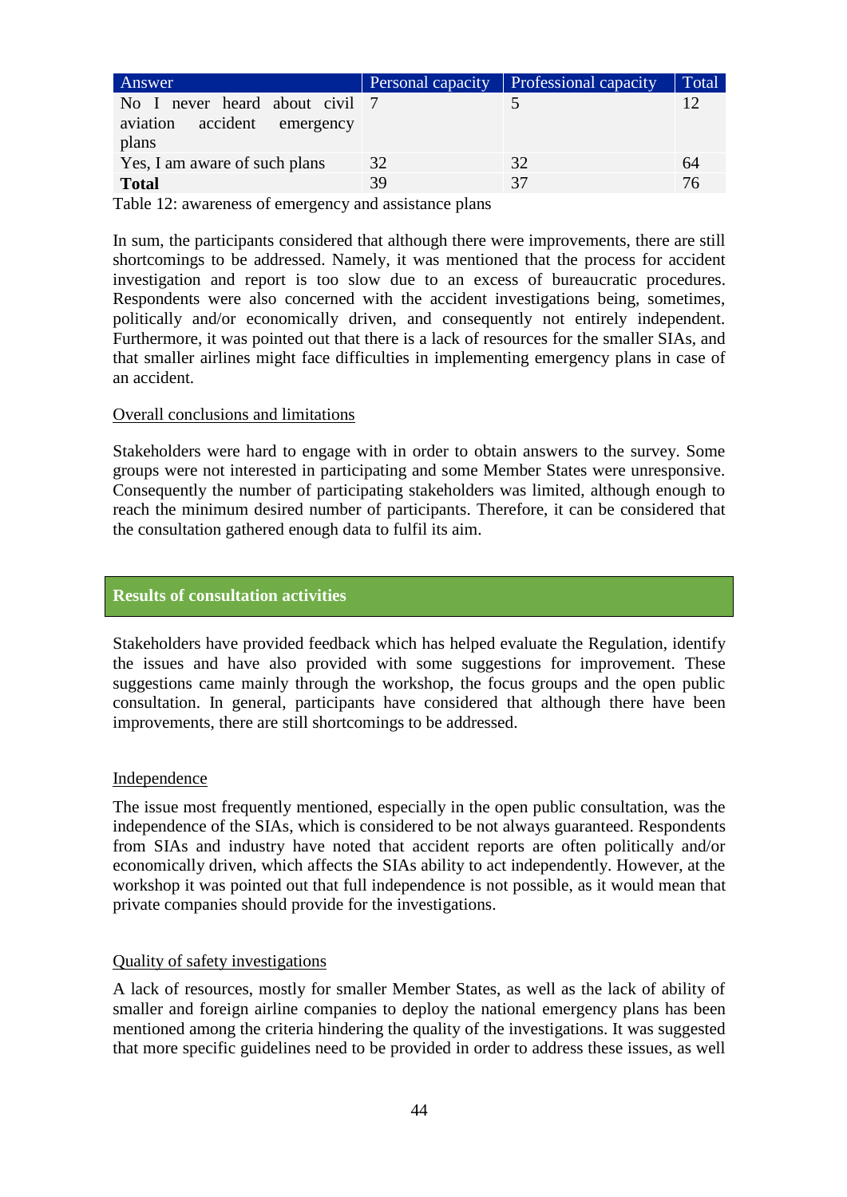| Answer | Personal capacity | Professional capacity | Total |
|---|---|---|---|
| No I never heard about civil aviation accident emergency plans | 7 | 5 | 12 |
| Yes, I am aware of such plans | 32 | 32 | 64 |
| **Total** | 39 | 37 | 76 |

Table 12: awareness of emergency and assistance plans

In sum, the participants considered that although there were improvements, there are still shortcomings to be addressed. Namely, it was mentioned that the process for accident investigation and report is too slow due to an excess of bureaucratic procedures. Respondents were also concerned with the accident investigations being, sometimes, politically and/or economically driven, and consequently not entirely independent. Furthermore, it was pointed out that there is a lack of resources for the smaller SIAs, and that smaller airlines might face difficulties in implementing emergency plans in case of an accident.

Overall conclusions and limitations

Stakeholders were hard to engage with in order to obtain answers to the survey. Some groups were not interested in participating and some Member States were unresponsive. Consequently the number of participating stakeholders was limited, although enough to reach the minimum desired number of participants. Therefore, it can be considered that the consultation gathered enough data to fulfil its aim.

## Results of consultation activities

Stakeholders have provided feedback which has helped evaluate the Regulation, identify the issues and have also provided with some suggestions for improvement. These suggestions came mainly through the workshop, the focus groups and the open public consultation. In general, participants have considered that although there have been improvements, there are still shortcomings to be addressed.

Independence

The issue most frequently mentioned, especially in the open public consultation, was the independence of the SIAs, which is considered to be not always guaranteed. Respondents from SIAs and industry have noted that accident reports are often politically and/or economically driven, which affects the SIAs ability to act independently. However, at the workshop it was pointed out that full independence is not possible, as it would mean that private companies should provide for the investigations.

Quality of safety investigations

A lack of resources, mostly for smaller Member States, as well as the lack of ability of smaller and foreign airline companies to deploy the national emergency plans has been mentioned among the criteria hindering the quality of the investigations. It was suggested that more specific guidelines need to be provided in order to address these issues, as well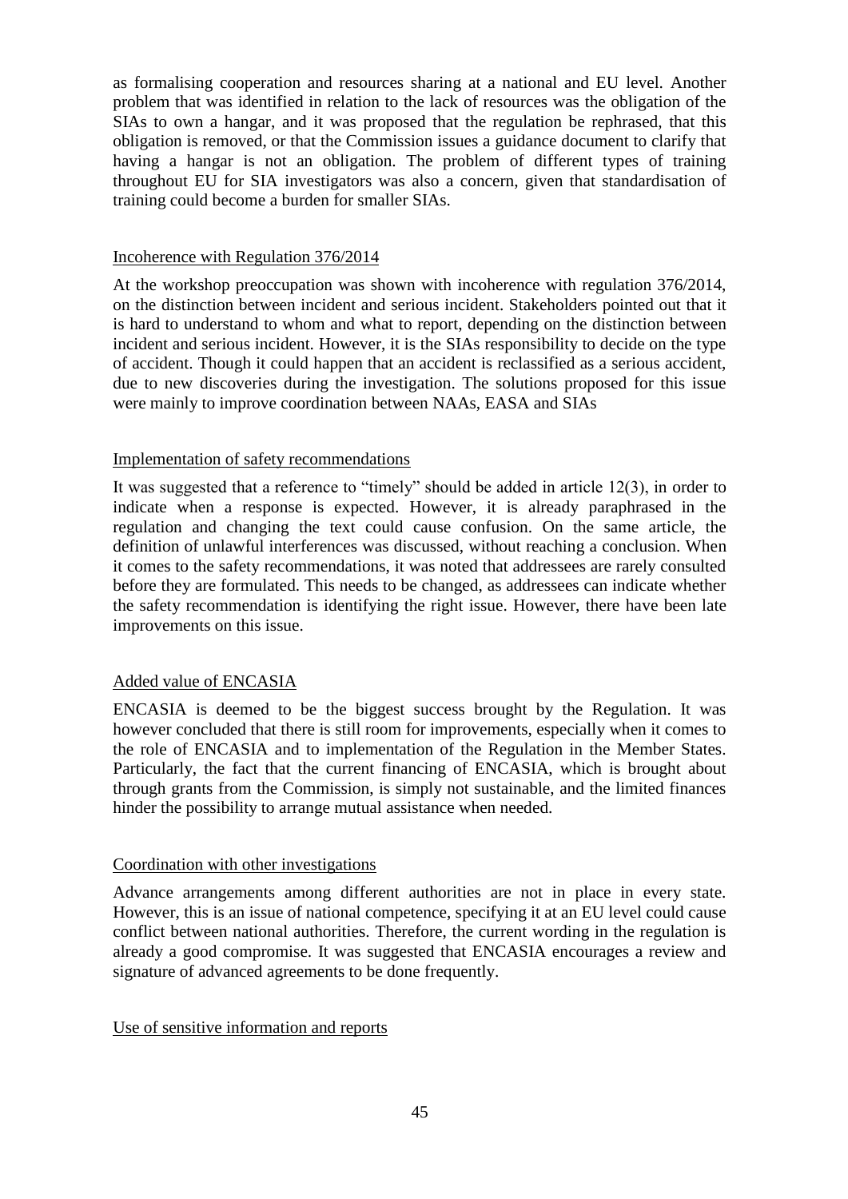as formalising cooperation and resources sharing at a national and EU level. Another problem that was identified in relation to the lack of resources was the obligation of the SIAs to own a hangar, and it was proposed that the regulation be rephrased, that this obligation is removed, or that the Commission issues a guidance document to clarify that having a hangar is not an obligation. The problem of different types of training throughout EU for SIA investigators was also a concern, given that standardisation of training could become a burden for smaller SIAs.

<u>Incoherence with Regulation 376/2014</u>

At the workshop preoccupation was shown with incoherence with regulation 376/2014, on the distinction between incident and serious incident. Stakeholders pointed out that it is hard to understand to whom and what to report, depending on the distinction between incident and serious incident. However, it is the SIAs responsibility to decide on the type of accident. Though it could happen that an accident is reclassified as a serious accident, due to new discoveries during the investigation. The solutions proposed for this issue were mainly to improve coordination between NAAs, EASA and SIAs

<u>Implementation of safety recommendations</u>

It was suggested that a reference to "timely" should be added in article 12(3), in order to indicate when a response is expected. However, it is already paraphrased in the regulation and changing the text could cause confusion. On the same article, the definition of unlawful interferences was discussed, without reaching a conclusion. When it comes to the safety recommendations, it was noted that addressees are rarely consulted before they are formulated. This needs to be changed, as addressees can indicate whether the safety recommendation is identifying the right issue. However, there have been late improvements on this issue.

<u>Added value of ENCASIA</u>

ENCASIA is deemed to be the biggest success brought by the Regulation. It was however concluded that there is still room for improvements, especially when it comes to the role of ENCASIA and to implementation of the Regulation in the Member States. Particularly, the fact that the current financing of ENCASIA, which is brought about through grants from the Commission, is simply not sustainable, and the limited finances hinder the possibility to arrange mutual assistance when needed.

<u>Coordination with other investigations</u>

Advance arrangements among different authorities are not in place in every state. However, this is an issue of national competence, specifying it at an EU level could cause conflict between national authorities. Therefore, the current wording in the regulation is already a good compromise. It was suggested that ENCASIA encourages a review and signature of advanced agreements to be done frequently.

<u>Use of sensitive information and reports</u>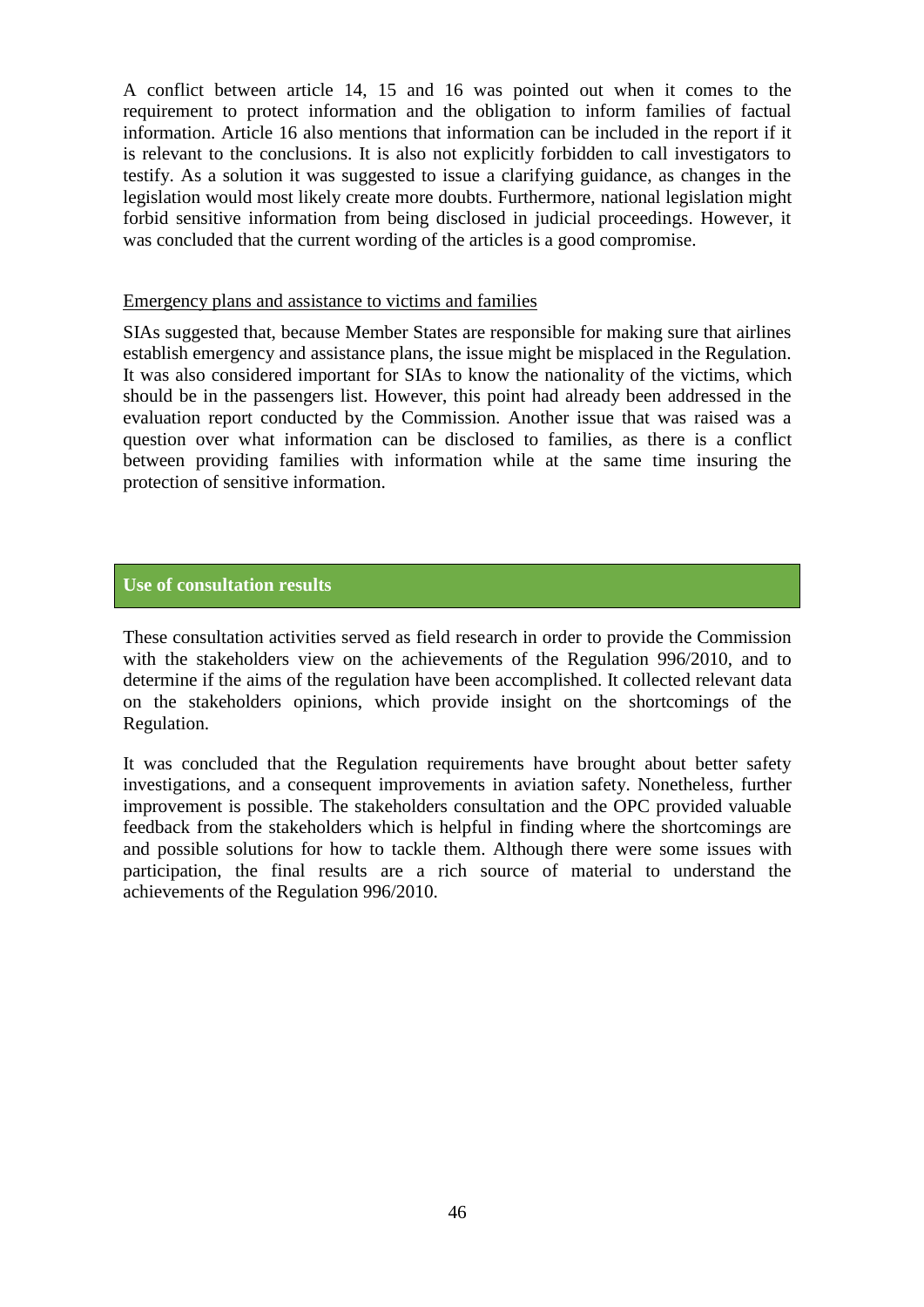A conflict between article 14, 15 and 16 was pointed out when it comes to the requirement to protect information and the obligation to inform families of factual information. Article 16 also mentions that information can be included in the report if it is relevant to the conclusions. It is also not explicitly forbidden to call investigators to testify. As a solution it was suggested to issue a clarifying guidance, as changes in the legislation would most likely create more doubts. Furthermore, national legislation might forbid sensitive information from being disclosed in judicial proceedings. However, it was concluded that the current wording of the articles is a good compromise.

Emergency plans and assistance to victims and families

SIAs suggested that, because Member States are responsible for making sure that airlines establish emergency and assistance plans, the issue might be misplaced in the Regulation. It was also considered important for SIAs to know the nationality of the victims, which should be in the passengers list. However, this point had already been addressed in the evaluation report conducted by the Commission. Another issue that was raised was a question over what information can be disclosed to families, as there is a conflict between providing families with information while at the same time insuring the protection of sensitive information.

## Use of consultation results

These consultation activities served as field research in order to provide the Commission with the stakeholders view on the achievements of the Regulation 996/2010, and to determine if the aims of the regulation have been accomplished. It collected relevant data on the stakeholders opinions, which provide insight on the shortcomings of the Regulation.

It was concluded that the Regulation requirements have brought about better safety investigations, and a consequent improvements in aviation safety. Nonetheless, further improvement is possible. The stakeholders consultation and the OPC provided valuable feedback from the stakeholders which is helpful in finding where the shortcomings are and possible solutions for how to tackle them. Although there were some issues with participation, the final results are a rich source of material to understand the achievements of the Regulation 996/2010.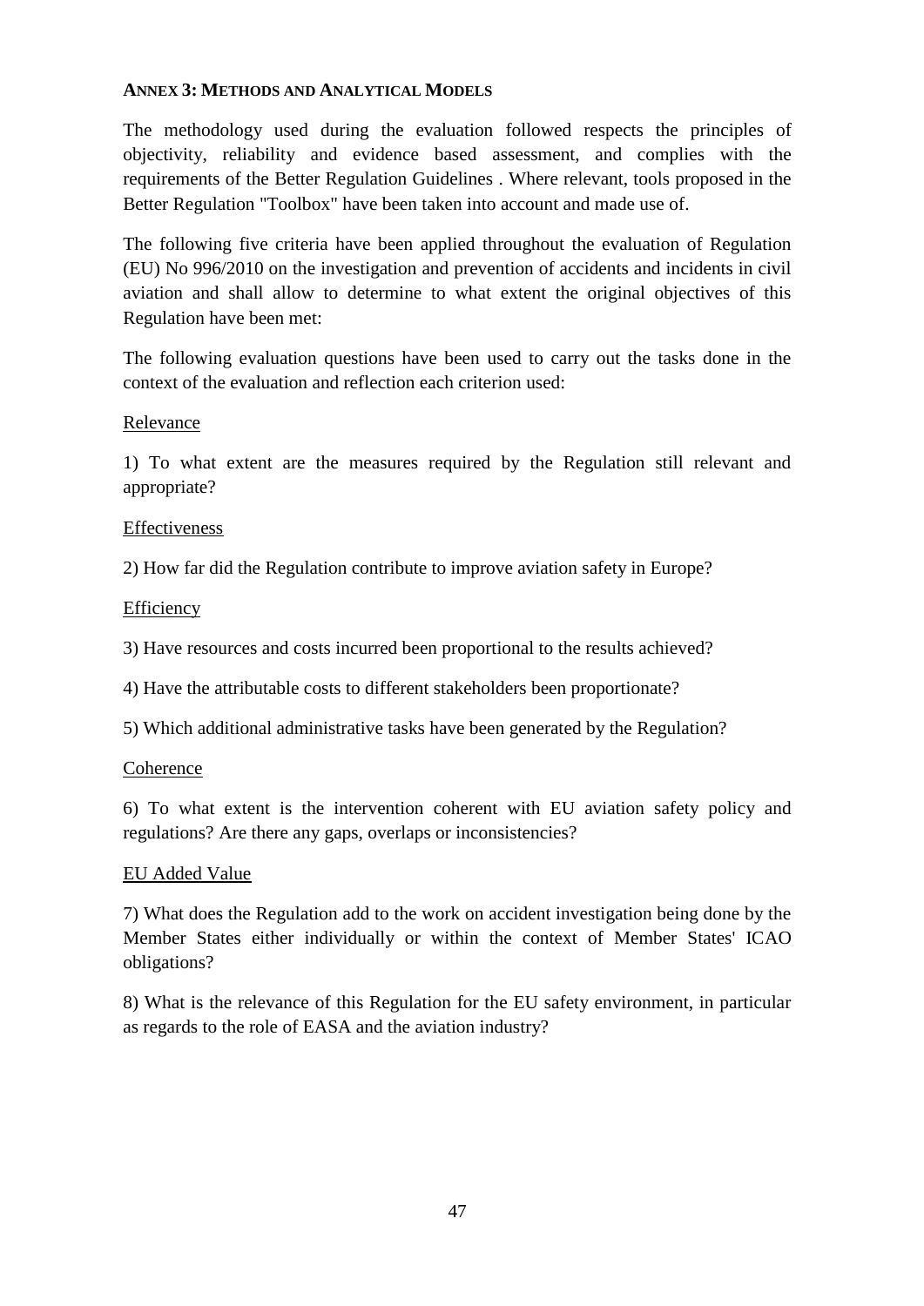## ANNEX 3: METHODS AND ANALYTICAL MODELS

The methodology used during the evaluation followed respects the principles of objectivity, reliability and evidence based assessment, and complies with the requirements of the Better Regulation Guidelines . Where relevant, tools proposed in the Better Regulation "Toolbox" have been taken into account and made use of.

The following five criteria have been applied throughout the evaluation of Regulation (EU) No 996/2010 on the investigation and prevention of accidents and incidents in civil aviation and shall allow to determine to what extent the original objectives of this Regulation have been met:

The following evaluation questions have been used to carry out the tasks done in the context of the evaluation and reflection each criterion used:

<u>Relevance</u>

1) To what extent are the measures required by the Regulation still relevant and appropriate?

<u>Effectiveness</u>

2) How far did the Regulation contribute to improve aviation safety in Europe?

<u>Efficiency</u>

3) Have resources and costs incurred been proportional to the results achieved?

4) Have the attributable costs to different stakeholders been proportionate?

5) Which additional administrative tasks have been generated by the Regulation?

<u>Coherence</u>

6) To what extent is the intervention coherent with EU aviation safety policy and regulations? Are there any gaps, overlaps or inconsistencies?

<u>EU Added Value</u>

7) What does the Regulation add to the work on accident investigation being done by the Member States either individually or within the context of Member States' ICAO obligations?

8) What is the relevance of this Regulation for the EU safety environment, in particular as regards to the role of EASA and the aviation industry?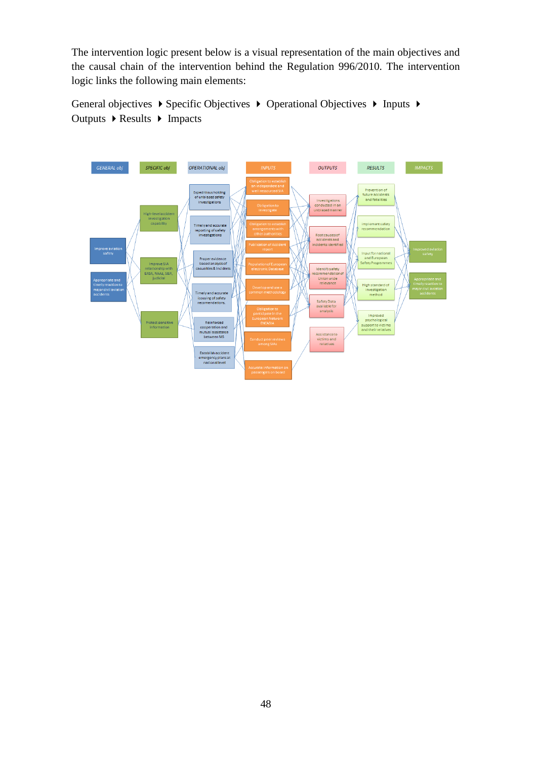The intervention logic present below is a visual representation of the main objectives and the causal chain of the intervention behind the Regulation 996/2010. The intervention logic links the following main elements:

General objectives ▸ Specific Objectives ▸ Operational Objectives ▸ Inputs ▸ Outputs ▸ Results ▸ Impacts

GENERAL obj
SPECIFIC obj
OPERATIONAL obj
INPUTS
OUTPUTS
RESULTS
IMPACTS

Improve aviation safety
Appropriate and timely reaction to major civil aviation accidents

High-level accident investigation capability
Improve SIA relationship with EASA, NAAs, S&R, judicial
Protect sensitive information

Expeditious holding of unbiased safety investigations
Timely and accurate reporting of safety investigations
Proper evidence based analysis of casualties & incidents
Timely and accurate issuing of safety recommendations.
Reinforced cooperation and mutual assistance between MS
Establish accident emergency plans at national level

Obligation to establish an independent and well ressourced SIA
Obligation to investigate
Obligation to establish arrangements with other authorities
Publication of Accident report
Population of European electronic Database
Develop and use a common methodology
Obligation to participate in the European Network ENCASIA
Conduct peer reviews among SIAs
Accurate information on passengers on board

Investigations conducted in an unbiased manner
Root causes of accidents and incidents identified
Identify safety recommendation of Union wide relevance
Safety Data available for analysis
Assistance to victims and relatives

Prevention of future accidents and fatalities
Implement safety recommendation
Input for national and European Safety Programmes
High standard of investigation method
Improved psychological support to victims and their relatives

Improved aviation safety
Appropriate and timely reaction to major civil aviation accidents